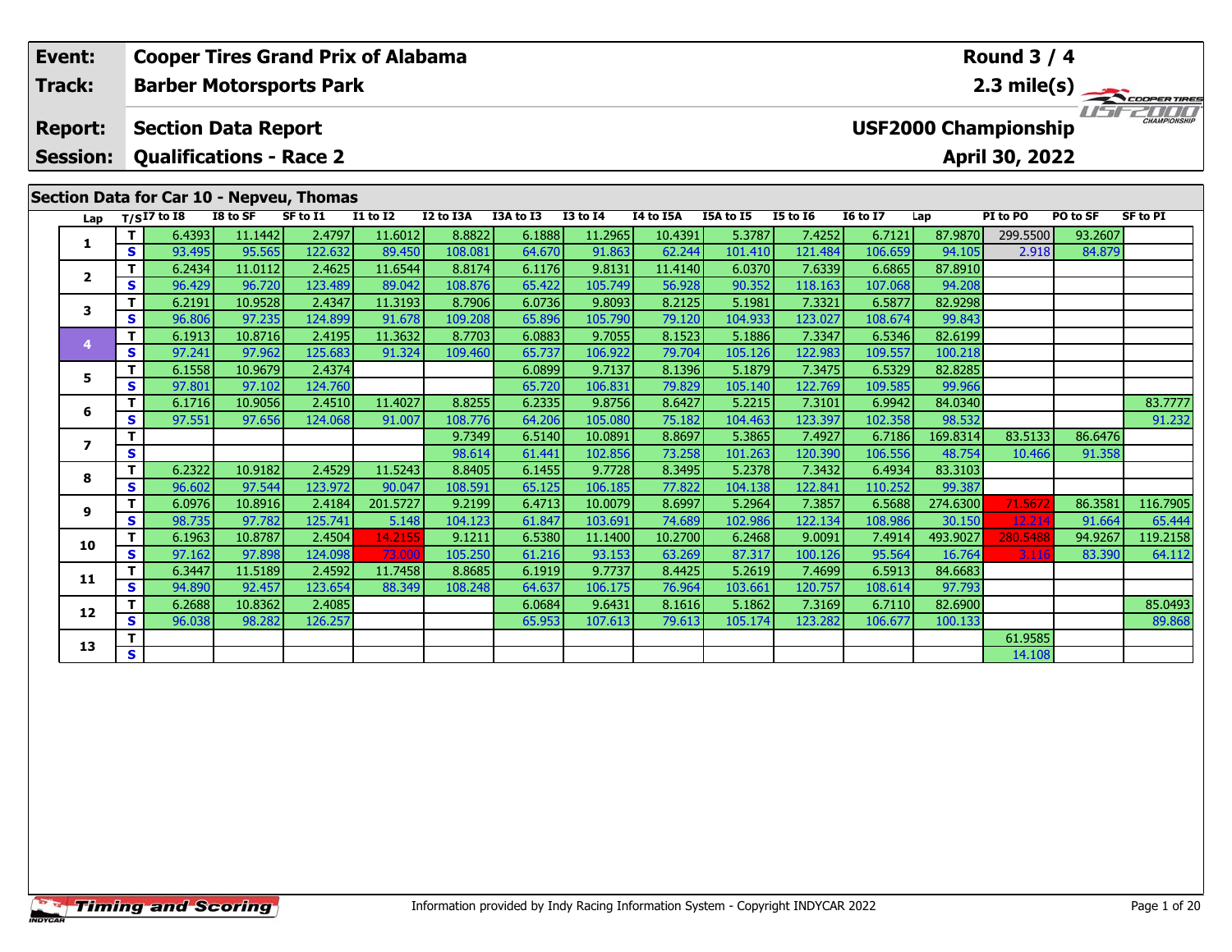| Event: | Cooper Tires Grand Prix of Alabama | Round 3 / 4 |
|---|---|---|
| Track: | Barber Motorsports Park | 2.3 mile(s) |
| Report: | Section Data Report | USF2000 Championship |
| Session: | Qualifications - Race 2 | April 30, 2022 |

## Section Data for Car 10 - Nepveu, Thomas

| Lap | T/S | I7 to I8 | I8 to SF | SF to I1 | I1 to I2 | I2 to I3A | I3A to I3 | I3 to I4 | I4 to I5A | I5A to I5 | I5 to I6 | I6 to I7 | Lap | PI to PO | PO to SF | SF to PI |
|---|---|---|---|---|---|---|---|---|---|---|---|---|---|---|---|---|
| 1 | T | 6.4393 | 11.1442 | 2.4797 | 11.6012 | 8.8822 | 6.1888 | 11.2965 | 10.4391 | 5.3787 | 7.4252 | 6.7121 | 87.9870 | 299.5500 | 93.2607 | |
| | S | 93.495 | 95.565 | 122.632 | 89.450 | 108.081 | 64.670 | 91.863 | 62.244 | 101.410 | 121.484 | 106.659 | 94.105 | 2.918 | 84.879 | |
| 2 | T | 6.2434 | 11.0112 | 2.4625 | 11.6544 | 8.8174 | 6.1176 | 9.8131 | 11.4140 | 6.0370 | 7.6339 | 6.6865 | 87.8910 | | | |
| | S | 96.429 | 96.720 | 123.489 | 89.042 | 108.876 | 65.422 | 105.749 | 56.928 | 90.352 | 118.163 | 107.068 | 94.208 | | | |
| 3 | T | 6.2191 | 10.9528 | 2.4347 | 11.3193 | 8.7906 | 6.0736 | 9.8093 | 8.2125 | 5.1981 | 7.3321 | 6.5877 | 82.9298 | | | |
| | S | 96.806 | 97.235 | 124.899 | 91.678 | 109.208 | 65.896 | 105.790 | 79.120 | 104.933 | 123.027 | 108.674 | 99.843 | | | |
| 4 | T | 6.1913 | 10.8716 | 2.4195 | 11.3632 | 8.7703 | 6.0883 | 9.7055 | 8.1523 | 5.1886 | 7.3347 | 6.5346 | 82.6199 | | | |
| | S | 97.241 | 97.962 | 125.683 | 91.324 | 109.460 | 65.737 | 106.922 | 79.704 | 105.126 | 122.983 | 109.557 | 100.218 | | | |
| 5 | T | 6.1558 | 10.9679 | 2.4374 | | | 6.0899 | 9.7137 | 8.1396 | 5.1879 | 7.3475 | 6.5329 | 82.8285 | | | |
| | S | 97.801 | 97.102 | 124.760 | | | 65.720 | 106.831 | 79.829 | 105.140 | 122.769 | 109.585 | 99.966 | | | |
| 6 | T | 6.1716 | 10.9056 | 2.4510 | 11.4027 | 8.8255 | 6.2335 | 9.8756 | 8.6427 | 5.2215 | 7.3101 | 6.9942 | 84.0340 | | | 83.7777 |
| | S | 97.551 | 97.656 | 124.068 | 91.007 | 108.776 | 64.206 | 105.080 | 75.182 | 104.463 | 123.397 | 102.358 | 98.532 | | | 91.232 |
| 7 | T | | | | | 9.7349 | 6.5140 | 10.0891 | 8.8697 | 5.3865 | 7.4927 | 6.7186 | 169.8314 | 83.5133 | 86.6476 | |
| | S | | | | | 98.614 | 61.441 | 102.856 | 73.258 | 101.263 | 120.390 | 106.556 | 48.754 | 10.466 | 91.358 | |
| 8 | T | 6.2322 | 10.9182 | 2.4529 | 11.5243 | 8.8405 | 6.1455 | 9.7728 | 8.3495 | 5.2378 | 7.3432 | 6.4934 | 83.3103 | | | |
| | S | 96.602 | 97.544 | 123.972 | 90.047 | 108.591 | 65.125 | 106.185 | 77.822 | 104.138 | 122.841 | 110.252 | 99.387 | | | |
| 9 | T | 6.0976 | 10.8916 | 2.4184 | 201.5727 | 9.2199 | 6.4713 | 10.0079 | 8.6997 | 5.2964 | 7.3857 | 6.5688 | 274.6300 | 71.5672 | 86.3581 | 116.7905 |
| | S | 98.735 | 97.782 | 125.741 | 5.148 | 104.123 | 61.847 | 103.691 | 74.689 | 102.986 | 122.134 | 108.986 | 30.150 | 12.214 | 91.664 | 65.444 |
| 10 | T | 6.1963 | 10.8787 | 2.4504 | 14.2155 | 9.1211 | 6.5380 | 11.1400 | 10.2700 | 6.2468 | 9.0091 | 7.4914 | 493.9027 | 280.5488 | 94.9267 | 119.2158 |
| | S | 97.162 | 97.898 | 124.098 | 73.000 | 105.250 | 61.216 | 93.153 | 63.269 | 87.317 | 100.126 | 95.564 | 16.764 | 3.116 | 83.390 | 64.112 |
| 11 | T | 6.3447 | 11.5189 | 2.4592 | 11.7458 | 8.8685 | 6.1919 | 9.7737 | 8.4425 | 5.2619 | 7.4699 | 6.5913 | 84.6683 | | | |
| | S | 94.890 | 92.457 | 123.654 | 88.349 | 108.248 | 64.637 | 106.175 | 76.964 | 103.661 | 120.757 | 108.614 | 97.793 | | | |
| 12 | T | 6.2688 | 10.8362 | 2.4085 | | | 6.0684 | 9.6431 | 8.1616 | 5.1862 | 7.3169 | 6.7110 | 82.6900 | | | 85.0493 |
| | S | 96.038 | 98.282 | 126.257 | | | 65.953 | 107.613 | 79.613 | 105.174 | 123.282 | 106.677 | 100.133 | | | 89.868 |
| 13 | T | | | | | | | | | | | | | 61.9585 | | |
| | S | | | | | | | | | | | | | 14.108 | | |

Information provided by Indy Racing Information System - Copyright INDYCAR 2022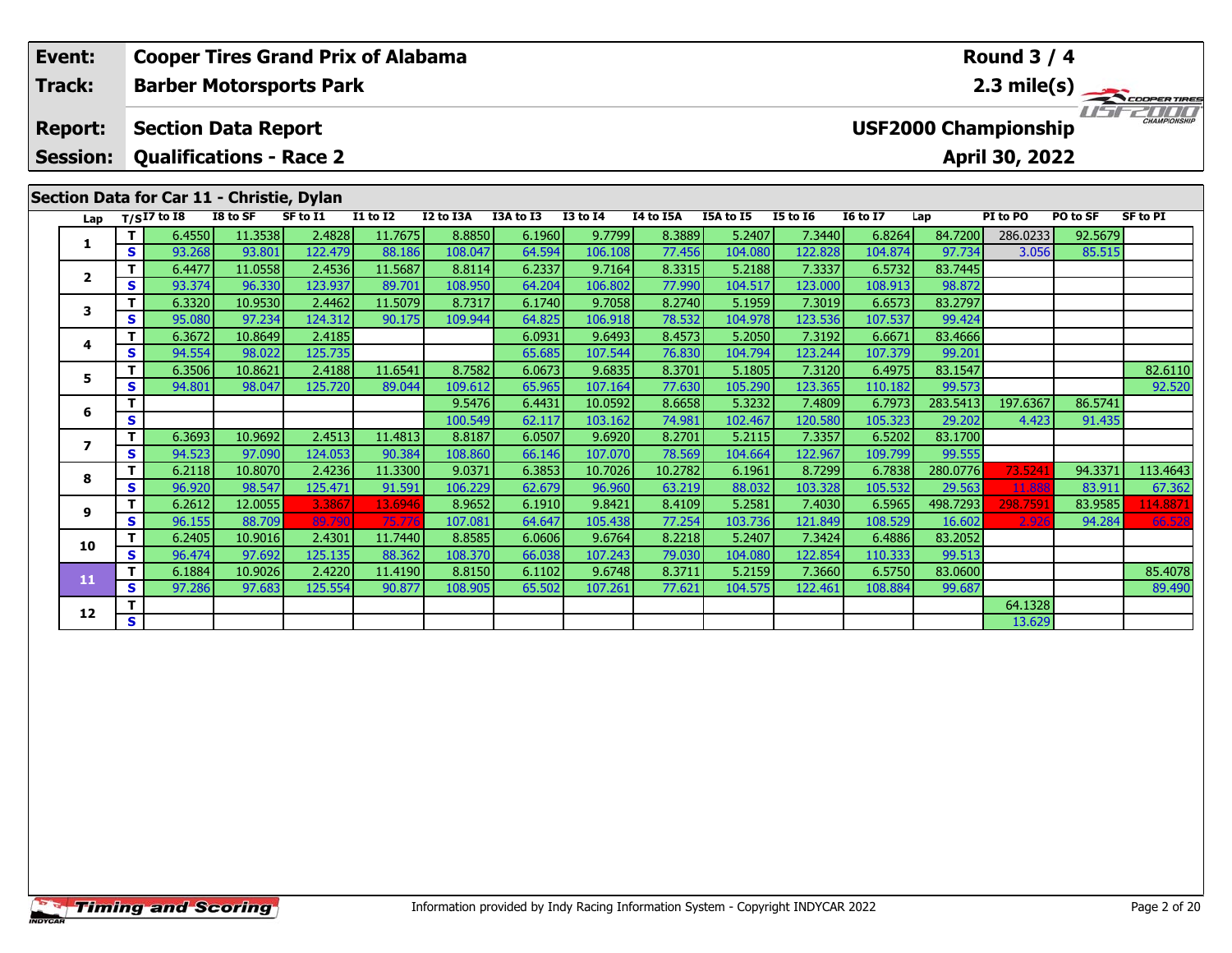| Event: | Cooper Tires Grand Prix of Alabama | Round 3 / 4 |
|---|---|---|
| Track: | Barber Motorsports Park | 2.3 mile(s) |
| Report: | Section Data Report | USF2000 Championship |
| Session: | Qualifications - Race 2 | April 30, 2022 |

## Section Data for Car 11 - Christie, Dylan

| Lap | T/S | I7 to I8 | I8 to SF | SF to I1 | I1 to I2 | I2 to I3A | I3A to I3 | I3 to I4 | I4 to I5A | I5A to I5 | I5 to I6 | I6 to I7 | Lap | PI to PO | PO to SF | SF to PI |
|---|---|---|---|---|---|---|---|---|---|---|---|---|---|---|---|---|
| 1 | T | 6.4550 | 11.3538 | 2.4828 | 11.7675 | 8.8850 | 6.1960 | 9.7799 | 8.3889 | 5.2407 | 7.3440 | 6.8264 | 84.7200 | 286.0233 | 92.5679 | |
| | S | 93.268 | 93.801 | 122.479 | 88.186 | 108.047 | 64.594 | 106.108 | 77.456 | 104.080 | 122.828 | 104.874 | 97.734 | 3.056 | 85.515 | |
| 2 | T | 6.4477 | 11.0558 | 2.4536 | 11.5687 | 8.8114 | 6.2337 | 9.7164 | 8.3315 | 5.2188 | 7.3337 | 6.5732 | 83.7445 | | | |
| | S | 93.374 | 96.330 | 123.937 | 89.701 | 108.950 | 64.204 | 106.802 | 77.990 | 104.517 | 123.000 | 108.913 | 98.872 | | | |
| 3 | T | 6.3320 | 10.9530 | 2.4462 | 11.5079 | 8.7317 | 6.1740 | 9.7058 | 8.2740 | 5.1959 | 7.3019 | 6.6573 | 83.2797 | | | |
| | S | 95.080 | 97.234 | 124.312 | 90.175 | 109.944 | 64.825 | 106.918 | 78.532 | 104.978 | 123.536 | 107.537 | 99.424 | | | |
| 4 | T | 6.3672 | 10.8649 | 2.4185 | | | 6.0931 | 9.6493 | 8.4573 | 5.2050 | 7.3192 | 6.6671 | 83.4666 | | | |
| | S | 94.554 | 98.022 | 125.735 | | | 65.685 | 107.544 | 76.830 | 104.794 | 123.244 | 107.379 | 99.201 | | | |
| 5 | T | 6.3506 | 10.8621 | 2.4188 | 11.6541 | 8.7582 | 6.0673 | 9.6835 | 8.3701 | 5.1805 | 7.3120 | 6.4975 | 83.1547 | | | 82.6110 |
| | S | 94.801 | 98.047 | 125.720 | 89.044 | 109.612 | 65.965 | 107.164 | 77.630 | 105.290 | 123.365 | 110.182 | 99.573 | | | 92.520 |
| 6 | T | | | | | 9.5476 | 6.4431 | 10.0592 | 8.6658 | 5.3232 | 7.4809 | 6.7973 | 283.5413 | 197.6367 | 86.5741 | |
| | S | | | | | 100.549 | 62.117 | 103.162 | 74.981 | 102.467 | 120.580 | 105.323 | 29.202 | 4.423 | 91.435 | |
| 7 | T | 6.3693 | 10.9692 | 2.4513 | 11.4813 | 8.8187 | 6.0507 | 9.6920 | 8.2701 | 5.2115 | 7.3357 | 6.5202 | 83.1700 | | | |
| | S | 94.523 | 97.090 | 124.053 | 90.384 | 108.860 | 66.146 | 107.070 | 78.569 | 104.664 | 122.967 | 109.799 | 99.555 | | | |
| 8 | T | 6.2118 | 10.8070 | 2.4236 | 11.3300 | 9.0371 | 6.3853 | 10.7026 | 10.2782 | 6.1961 | 8.7299 | 6.7838 | 280.0776 | 73.5241 | 94.3371 | 113.4643 |
| | S | 96.920 | 98.547 | 125.471 | 91.591 | 106.229 | 62.679 | 96.960 | 63.219 | 88.032 | 103.328 | 105.532 | 29.563 | 11.888 | 83.911 | 67.362 |
| 9 | T | 6.2612 | 12.0055 | 3.3867 | 13.6946 | 8.9652 | 6.1910 | 9.8421 | 8.4109 | 5.2581 | 7.4030 | 6.5965 | 498.7293 | 298.7591 | 83.9585 | 114.8871 |
| | S | 96.155 | 88.709 | 89.790 | 75.776 | 107.081 | 64.647 | 105.438 | 77.254 | 103.736 | 121.849 | 108.529 | 16.602 | 2.926 | 94.284 | 66.528 |
| 10 | T | 6.2405 | 10.9016 | 2.4301 | 11.7440 | 8.8585 | 6.0606 | 9.6764 | 8.2218 | 5.2407 | 7.3424 | 6.4886 | 83.2052 | | | |
| | S | 96.474 | 97.692 | 125.135 | 88.362 | 108.370 | 66.038 | 107.243 | 79.030 | 104.080 | 122.854 | 110.333 | 99.513 | | | |
| 11 | T | 6.1884 | 10.9026 | 2.4220 | 11.4190 | 8.8150 | 6.1102 | 9.6748 | 8.3711 | 5.2159 | 7.3660 | 6.5750 | 83.0600 | | | 85.4078 |
| | S | 97.286 | 97.683 | 125.554 | 90.877 | 108.905 | 65.502 | 107.261 | 77.621 | 104.575 | 122.461 | 108.884 | 99.687 | | | 89.490 |
| 12 | T | | | | | | | | | | | | | 64.1328 | | |
| | S | | | | | | | | | | | | | 13.629 | | |

Information provided by Indy Racing Information System - Copyright INDYCAR 2022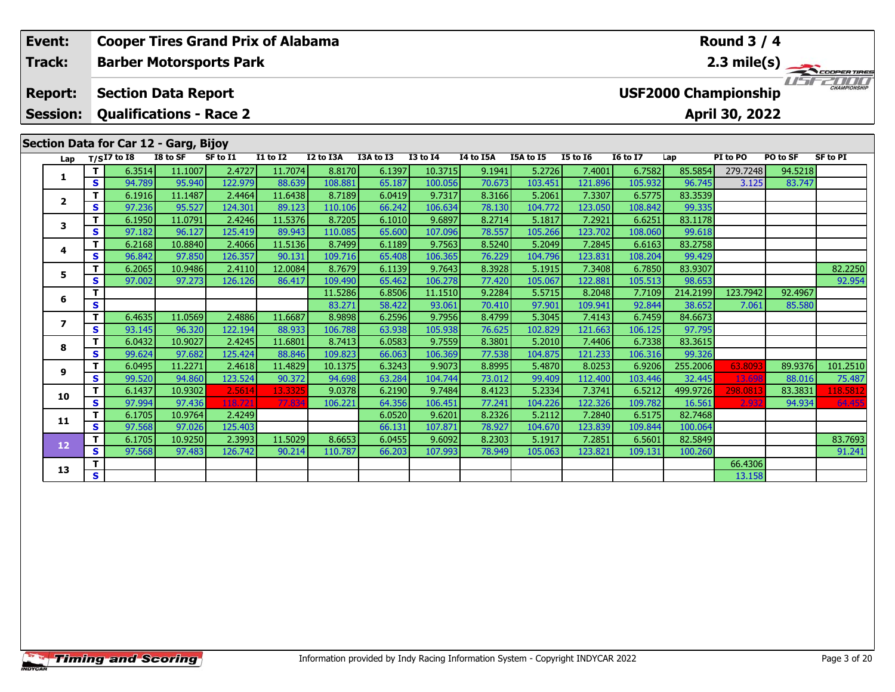**Event:** Cooper Tires Grand Prix of Alabama
**Track:** Barber Motorsports Park
**Report:** Section Data Report
**Session:** Qualifications - Race 2

**Round 3 / 4**
**2.3 mile(s)**
**USF2000 Championship**
**April 30, 2022**

## Section Data for Car 12 - Garg, Bijoy

| Lap | T/S | I7 to I8 | I8 to SF | SF to I1 | I1 to I2 | I2 to I3A | I3A to I3 | I3 to I4 | I4 to I5A | I5A to I5 | I5 to I6 | I6 to I7 | Lap | PI to PO | PO to SF | SF to PI |
|---|---|---|---|---|---|---|---|---|---|---|---|---|---|---|---|---|
| 1 | T | 6.3514 | 11.1007 | 2.4727 | 11.7074 | 8.8170 | 6.1397 | 10.3715 | 9.1941 | 5.2726 | 7.4001 | 6.7582 | 85.5854 | 279.7248 | 94.5218 | |
| | S | 94.789 | 95.940 | 122.979 | 88.639 | 108.881 | 65.187 | 100.056 | 70.673 | 103.451 | 121.896 | 105.932 | 96.745 | 3.125 | 83.747 | |
| 2 | T | 6.1916 | 11.1487 | 2.4464 | 11.6438 | 8.7189 | 6.0419 | 9.7317 | 8.3166 | 5.2061 | 7.3307 | 6.5775 | 83.3539 | | | |
| | S | 97.236 | 95.527 | 124.301 | 89.123 | 110.106 | 66.242 | 106.634 | 78.130 | 104.772 | 123.050 | 108.842 | 99.335 | | | |
| 3 | T | 6.1950 | 11.0791 | 2.4246 | 11.5376 | 8.7205 | 6.1010 | 9.6897 | 8.2714 | 5.1817 | 7.2921 | 6.6251 | 83.1178 | | | |
| | S | 97.182 | 96.127 | 125.419 | 89.943 | 110.085 | 65.600 | 107.096 | 78.557 | 105.266 | 123.702 | 108.060 | 99.618 | | | |
| 4 | T | 6.2168 | 10.8840 | 2.4066 | 11.5136 | 8.7499 | 6.1189 | 9.7563 | 8.5240 | 5.2049 | 7.2845 | 6.6163 | 83.2758 | | | |
| | S | 96.842 | 97.850 | 126.357 | 90.131 | 109.716 | 65.408 | 106.365 | 76.229 | 104.796 | 123.831 | 108.204 | 99.429 | | | |
| 5 | T | 6.2065 | 10.9486 | 2.4110 | 12.0084 | 8.7679 | 6.1139 | 9.7643 | 8.3928 | 5.1915 | 7.3408 | 6.7850 | 83.9307 | | | 82.2250 |
| | S | 97.002 | 97.273 | 126.126 | 86.417 | 109.490 | 65.462 | 106.278 | 77.420 | 105.067 | 122.881 | 105.513 | 98.653 | | | 92.954 |
| 6 | T | | | | | 11.5286 | 6.8506 | 11.1510 | 9.2284 | 5.5715 | 8.2048 | 7.7109 | 214.2199 | 123.7942 | 92.4967 | |
| | S | | | | | 83.271 | 58.422 | 93.061 | 70.410 | 97.901 | 109.941 | 92.844 | 38.652 | 7.061 | 85.580 | |
| 7 | T | 6.4635 | 11.0569 | 2.4886 | 11.6687 | 8.9898 | 6.2596 | 9.7956 | 8.4799 | 5.3045 | 7.4143 | 6.7459 | 84.6673 | | | |
| | S | 93.145 | 96.320 | 122.194 | 88.933 | 106.788 | 63.938 | 105.938 | 76.625 | 102.829 | 121.663 | 106.125 | 97.795 | | | |
| 8 | T | 6.0432 | 10.9027 | 2.4245 | 11.6801 | 8.7413 | 6.0583 | 9.7559 | 8.3801 | 5.2010 | 7.4406 | 6.7338 | 83.3615 | | | |
| | S | 99.624 | 97.682 | 125.424 | 88.846 | 109.823 | 66.063 | 106.369 | 77.538 | 104.875 | 121.233 | 106.316 | 99.326 | | | |
| 9 | T | 6.0495 | 11.2271 | 2.4618 | 11.4829 | 10.1375 | 6.3243 | 9.9073 | 8.8995 | 5.4870 | 8.0253 | 6.9206 | 255.2006 | 63.8093 | 89.9376 | 101.2510 |
| | S | 99.520 | 94.860 | 123.524 | 90.372 | 94.698 | 63.284 | 104.744 | 73.012 | 99.409 | 112.400 | 103.446 | 32.445 | 13.698 | 88.016 | 75.487 |
| 10 | T | 6.1437 | 10.9302 | 2.5614 | 13.3325 | 9.0378 | 6.2190 | 9.7484 | 8.4123 | 5.2334 | 7.3741 | 6.5212 | 499.9726 | 298.0813 | 83.3831 | 118.5812 |
| | S | 97.994 | 97.436 | 118.721 | 77.834 | 106.221 | 64.356 | 106.451 | 77.241 | 104.226 | 122.326 | 109.782 | 16.561 | 2.932 | 94.934 | 64.455 |
| 11 | T | 6.1705 | 10.9764 | 2.4249 | | | 6.0520 | 9.6201 | 8.2326 | 5.2112 | 7.2840 | 6.5175 | 82.7468 | | | |
| | S | 97.568 | 97.026 | 125.403 | | | 66.131 | 107.871 | 78.927 | 104.670 | 123.839 | 109.844 | 100.064 | | | |
| 12 | T | 6.1705 | 10.9250 | 2.3993 | 11.5029 | 8.6653 | 6.0455 | 9.6092 | 8.2303 | 5.1917 | 7.2851 | 6.5601 | 82.5849 | | | 83.7693 |
| | S | 97.568 | 97.483 | 126.742 | 90.214 | 110.787 | 66.203 | 107.993 | 78.949 | 105.063 | 123.821 | 109.131 | 100.260 | | | 91.241 |
| 13 | T | | | | | | | | | | | | | 66.4306 | | |
| | S | | | | | | | | | | | | | 13.158 | | |

Information provided by Indy Racing Information System - Copyright INDYCAR 2022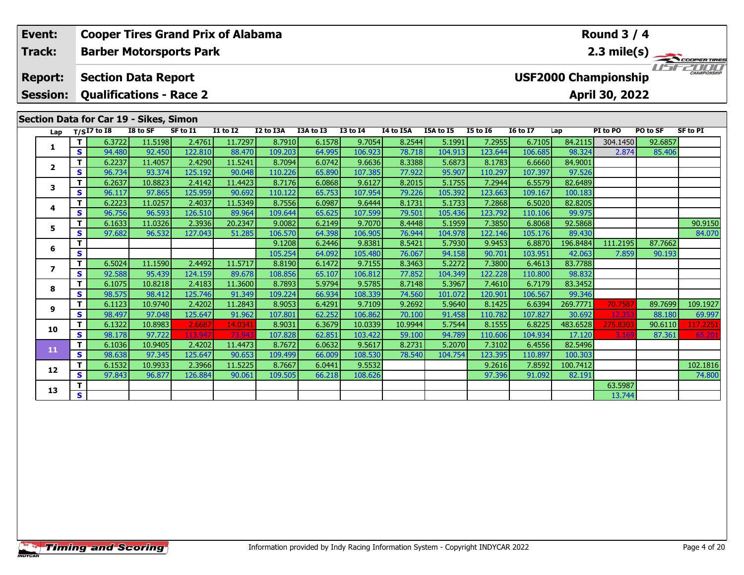| Event: | Cooper Tires Grand Prix of Alabama | Round 3 / 4 |
|---|---|---|
| Track: | Barber Motorsports Park | 2.3 mile(s) |
| Report: | Section Data Report | USF2000 Championship |
| Session: | Qualifications - Race 2 | April 30, 2022 |

## Section Data for Car 19 - Sikes, Simon

| Lap | T/S | I7 to I8 | I8 to SF | SF to I1 | I1 to I2 | I2 to I3A | I3A to I3 | I3 to I4 | I4 to I5A | I5A to I5 | I5 to I6 | I6 to I7 | Lap | PI to PO | PO to SF | SF to PI |
|---|---|---|---|---|---|---|---|---|---|---|---|---|---|---|---|---|
| 1 | T | 6.3722 | 11.5198 | 2.4761 | 11.7297 | 8.7910 | 6.1578 | 9.7054 | 8.2544 | 5.1991 | 7.2955 | 6.7105 | 84.2115 | 304.1450 | 92.6857 | |
| | S | 94.480 | 92.450 | 122.810 | 88.470 | 109.203 | 64.995 | 106.923 | 78.718 | 104.913 | 123.644 | 106.685 | 98.324 | 2.874 | 85.406 | |
| 2 | T | 6.2237 | 11.4057 | 2.4290 | 11.5241 | 8.7094 | 6.0742 | 9.6636 | 8.3388 | 5.6873 | 8.1783 | 6.6660 | 84.9001 | | | |
| | S | 96.734 | 93.374 | 125.192 | 90.048 | 110.226 | 65.890 | 107.385 | 77.922 | 95.907 | 110.297 | 107.397 | 97.526 | | | |
| 3 | T | 6.2637 | 10.8823 | 2.4142 | 11.4423 | 8.7176 | 6.0868 | 9.6127 | 8.2015 | 5.1755 | 7.2944 | 6.5579 | 82.6489 | | | |
| | S | 96.117 | 97.865 | 125.959 | 90.692 | 110.122 | 65.753 | 107.954 | 79.226 | 105.392 | 123.663 | 109.167 | 100.183 | | | |
| 4 | T | 6.2223 | 11.0257 | 2.4037 | 11.5349 | 8.7556 | 6.0987 | 9.6444 | 8.1731 | 5.1733 | 7.2868 | 6.5020 | 82.8205 | | | |
| | S | 96.756 | 96.593 | 126.510 | 89.964 | 109.644 | 65.625 | 107.599 | 79.501 | 105.436 | 123.792 | 110.106 | 99.975 | | | |
| 5 | T | 6.1633 | 11.0326 | 2.3936 | 20.2347 | 9.0082 | 6.2149 | 9.7070 | 8.4448 | 5.1959 | 7.3850 | 6.8068 | 92.5868 | | | 90.9150 |
| | S | 97.682 | 96.532 | 127.043 | 51.285 | 106.570 | 64.398 | 106.905 | 76.944 | 104.978 | 122.146 | 105.176 | 89.430 | | | 84.070 |
| 6 | T | | | | | 9.1208 | 6.2446 | 9.8381 | 8.5421 | 5.7930 | 9.9453 | 6.8870 | 196.8484 | 111.2195 | 87.7662 | |
| | S | | | | | 105.254 | 64.092 | 105.480 | 76.067 | 94.158 | 90.701 | 103.951 | 42.063 | 7.859 | 90.193 | |
| 7 | T | 6.5024 | 11.1590 | 2.4492 | 11.5717 | 8.8190 | 6.1472 | 9.7155 | 8.3463 | 5.2272 | 7.3800 | 6.4613 | 83.7788 | | | |
| | S | 92.588 | 95.439 | 124.159 | 89.678 | 108.856 | 65.107 | 106.812 | 77.852 | 104.349 | 122.228 | 110.800 | 98.832 | | | |
| 8 | T | 6.1075 | 10.8218 | 2.4183 | 11.3600 | 8.7893 | 5.9794 | 9.5785 | 8.7148 | 5.3967 | 7.4610 | 6.7179 | 83.3452 | | | |
| | S | 98.575 | 98.412 | 125.746 | 91.349 | 109.224 | 66.934 | 108.339 | 74.560 | 101.072 | 120.901 | 106.567 | 99.346 | | | |
| 9 | T | 6.1123 | 10.9740 | 2.4202 | 11.2843 | 8.9053 | 6.4291 | 9.7109 | 9.2692 | 5.9640 | 8.1425 | 6.6394 | 269.7771 | 70.7587 | 89.7699 | 109.1927 |
| | S | 98.497 | 97.048 | 125.647 | 91.962 | 107.801 | 62.252 | 106.862 | 70.100 | 91.458 | 110.782 | 107.827 | 30.692 | 12.353 | 88.180 | 69.997 |
| 10 | T | 6.1322 | 10.8983 | 2.6687 | 14.0341 | 8.9031 | 6.3679 | 10.0339 | 10.9944 | 5.7544 | 8.1555 | 6.8225 | 483.6528 | 275.8303 | 90.6110 | 117.2251 |
| | S | 98.178 | 97.722 | 113.947 | 73.943 | 107.828 | 62.851 | 103.422 | 59.100 | 94.789 | 110.606 | 104.934 | 17.120 | 3.169 | 87.361 | 65.201 |
| 11 | T | 6.1036 | 10.9405 | 2.4202 | 11.4473 | 8.7672 | 6.0632 | 9.5617 | 8.2731 | 5.2070 | 7.3102 | 6.4556 | 82.5496 | | | |
| | S | 98.638 | 97.345 | 125.647 | 90.653 | 109.499 | 66.009 | 108.530 | 78.540 | 104.754 | 123.395 | 110.897 | 100.303 | | | |
| 12 | T | 6.1532 | 10.9933 | 2.3966 | 11.5225 | 8.7667 | 6.0441 | 9.5532 | | | 9.2616 | 7.8592 | 100.7412 | | | 102.1816 |
| | S | 97.843 | 96.877 | 126.884 | 90.061 | 109.505 | 66.218 | 108.626 | | | 97.396 | 91.092 | 82.191 | | | 74.800 |
| 13 | T | | | | | | | | | | | | | 63.5987 | | |
| | S | | | | | | | | | | | | | 13.744 | | |

Information provided by Indy Racing Information System - Copyright INDYCAR 2022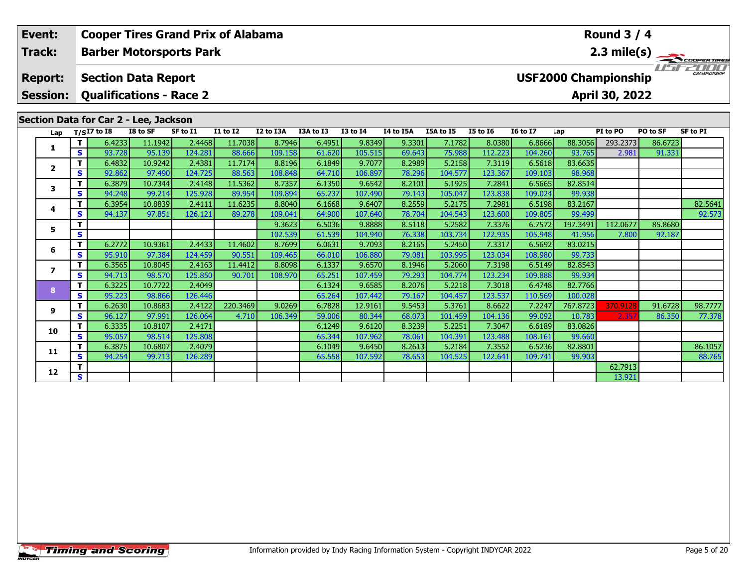**Event:** Cooper Tires Grand Prix of Alabama
**Track:** Barber Motorsports Park
**Report:** Section Data Report
**Session:** Qualifications - Race 2

**Round 3 / 4**
**2.3 mile(s)**
**USF2000 Championship**
**April 30, 2022**

## Section Data for Car 2 - Lee, Jackson

| Lap | T/S | I7 to I8 | I8 to SF | SF to I1 | I1 to I2 | I2 to I3A | I3A to I3 | I3 to I4 | I4 to I5A | I5A to I5 | I5 to I6 | I6 to I7 | Lap | PI to PO | PO to SF | SF to PI |
|---|---|---|---|---|---|---|---|---|---|---|---|---|---|---|---|---|
| 1 | T | 6.4233 | 11.1942 | 2.4468 | 11.7038 | 8.7946 | 6.4951 | 9.8349 | 9.3301 | 7.1782 | 8.0380 | 6.8666 | 88.3056 | 293.2373 | 86.6723 | |
| | S | 93.728 | 95.139 | 124.281 | 88.666 | 109.158 | 61.620 | 105.515 | 69.643 | 75.988 | 112.223 | 104.260 | 93.765 | 2.981 | 91.331 | |
| 2 | T | 6.4832 | 10.9242 | 2.4381 | 11.7174 | 8.8196 | 6.1849 | 9.7077 | 8.2989 | 5.2158 | 7.3119 | 6.5618 | 83.6635 | | | |
| | S | 92.862 | 97.490 | 124.725 | 88.563 | 108.848 | 64.710 | 106.897 | 78.296 | 104.577 | 123.367 | 109.103 | 98.968 | | | |
| 3 | T | 6.3879 | 10.7344 | 2.4148 | 11.5362 | 8.7357 | 6.1350 | 9.6542 | 8.2101 | 5.1925 | 7.2841 | 6.5665 | 82.8514 | | | |
| | S | 94.248 | 99.214 | 125.928 | 89.954 | 109.894 | 65.237 | 107.490 | 79.143 | 105.047 | 123.838 | 109.024 | 99.938 | | | |
| 4 | T | 6.3954 | 10.8839 | 2.4111 | 11.6235 | 8.8040 | 6.1668 | 9.6407 | 8.2559 | 5.2175 | 7.2981 | 6.5198 | 83.2167 | | | 82.5641 |
| | S | 94.137 | 97.851 | 126.121 | 89.278 | 109.041 | 64.900 | 107.640 | 78.704 | 104.543 | 123.600 | 109.805 | 99.499 | | | 92.573 |
| 5 | T | | | | | 9.3623 | 6.5036 | 9.8888 | 8.5118 | 5.2582 | 7.3376 | 6.7572 | 197.3491 | 112.0677 | 85.8680 | |
| | S | | | | | 102.539 | 61.539 | 104.940 | 76.338 | 103.734 | 122.935 | 105.948 | 41.956 | 7.800 | 92.187 | |
| 6 | T | 6.2772 | 10.9361 | 2.4433 | 11.4602 | 8.7699 | 6.0631 | 9.7093 | 8.2165 | 5.2450 | 7.3317 | 6.5692 | 83.0215 | | | |
| | S | 95.910 | 97.384 | 124.459 | 90.551 | 109.465 | 66.010 | 106.880 | 79.081 | 103.995 | 123.034 | 108.980 | 99.733 | | | |
| 7 | T | 6.3565 | 10.8045 | 2.4163 | 11.4412 | 8.8098 | 6.1337 | 9.6570 | 8.1946 | 5.2060 | 7.3198 | 6.5149 | 82.8543 | | | |
| | S | 94.713 | 98.570 | 125.850 | 90.701 | 108.970 | 65.251 | 107.459 | 79.293 | 104.774 | 123.234 | 109.888 | 99.934 | | | |
| 8 | T | 6.3225 | 10.7722 | 2.4049 | | | 6.1324 | 9.6585 | 8.2076 | 5.2218 | 7.3018 | 6.4748 | 82.7766 | | | |
| | S | 95.223 | 98.866 | 126.446 | | | 65.264 | 107.442 | 79.167 | 104.457 | 123.537 | 110.569 | 100.028 | | | |
| 9 | T | 6.2630 | 10.8683 | 2.4122 | 220.3469 | 9.0269 | 6.7828 | 12.9161 | 9.5453 | 5.3761 | 8.6622 | 7.2247 | 767.8723 | 370.9128 | 91.6728 | 98.7777 |
| | S | 96.127 | 97.991 | 126.064 | 4.710 | 106.349 | 59.006 | 80.344 | 68.073 | 101.459 | 104.136 | 99.092 | 10.783 | 2.357 | 86.350 | 77.378 |
| 10 | T | 6.3335 | 10.8107 | 2.4171 | | | 6.1249 | 9.6120 | 8.3239 | 5.2251 | 7.3047 | 6.6189 | 83.0826 | | | |
| | S | 95.057 | 98.514 | 125.808 | | | 65.344 | 107.962 | 78.061 | 104.391 | 123.488 | 108.161 | 99.660 | | | |
| 11 | T | 6.3875 | 10.6807 | 2.4079 | | | 6.1049 | 9.6450 | 8.2613 | 5.2184 | 7.3552 | 6.5236 | 82.8801 | | | 86.1057 |
| | S | 94.254 | 99.713 | 126.289 | | | 65.558 | 107.592 | 78.653 | 104.525 | 122.641 | 109.741 | 99.903 | | | 88.765 |
| 12 | T | | | | | | | | | | | | | 62.7913 | | |
| | S | | | | | | | | | | | | | 13.921 | | |

Information provided by Indy Racing Information System - Copyright INDYCAR 2022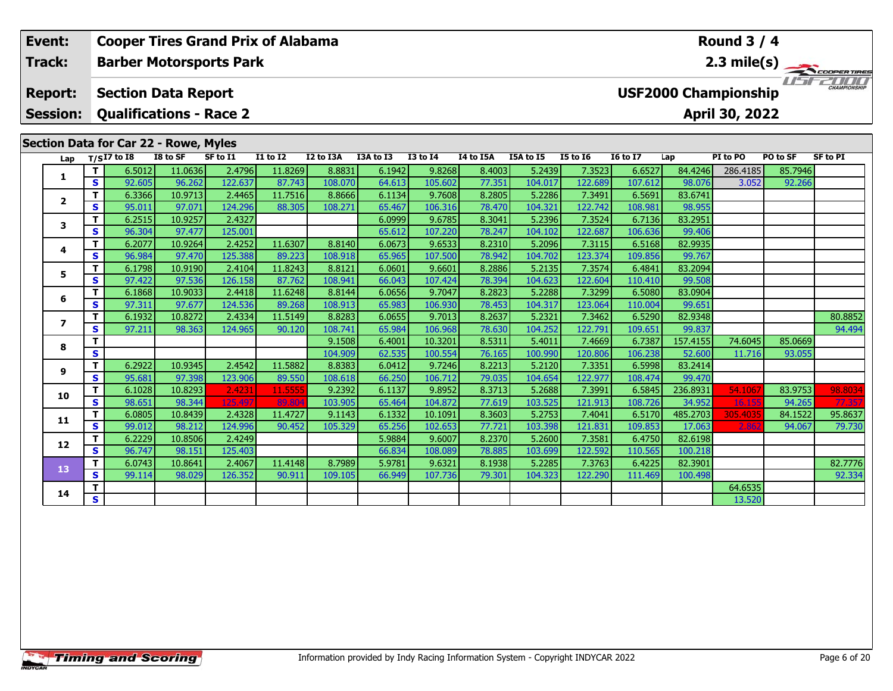| Event: | Cooper Tires Grand Prix of Alabama | Round 3 / 4 |
|---|---|---|
| Track: | Barber Motorsports Park | 2.3 mile(s) |
| Report: | Section Data Report | USF2000 Championship |
| Session: | Qualifications - Race 2 | April 30, 2022 |

## Section Data for Car 22 - Rowe, Myles

| Lap | T/S | I7 to I8 | I8 to SF | SF to I1 | I1 to I2 | I2 to I3A | I3A to I3 | I3 to I4 | I4 to I5A | I5A to I5 | I5 to I6 | I6 to I7 | Lap | PI to PO | PO to SF | SF to PI |
|---|---|---|---|---|---|---|---|---|---|---|---|---|---|---|---|---|
| 1 | T | 6.5012 | 11.0636 | 2.4796 | 11.8269 | 8.8831 | 6.1942 | 9.8268 | 8.4003 | 5.2439 | 7.3523 | 6.6527 | 84.4246 | 286.4185 | 85.7946 | |
| | S | 92.605 | 96.262 | 122.637 | 87.743 | 108.070 | 64.613 | 105.602 | 77.351 | 104.017 | 122.689 | 107.612 | 98.076 | 3.052 | 92.266 | |
| 2 | T | 6.3366 | 10.9713 | 2.4465 | 11.7516 | 8.8666 | 6.1134 | 9.7608 | 8.2805 | 5.2286 | 7.3491 | 6.5691 | 83.6741 | | | |
| | S | 95.011 | 97.071 | 124.296 | 88.305 | 108.271 | 65.467 | 106.316 | 78.470 | 104.321 | 122.742 | 108.981 | 98.955 | | | |
| 3 | T | 6.2515 | 10.9257 | 2.4327 | | | 6.0999 | 9.6785 | 8.3041 | 5.2396 | 7.3524 | 6.7136 | 83.2951 | | | |
| | S | 96.304 | 97.477 | 125.001 | | | 65.612 | 107.220 | 78.247 | 104.102 | 122.687 | 106.636 | 99.406 | | | |
| 4 | T | 6.2077 | 10.9264 | 2.4252 | 11.6307 | 8.8140 | 6.0673 | 9.6533 | 8.2310 | 5.2096 | 7.3115 | 6.5168 | 82.9935 | | | |
| | S | 96.984 | 97.470 | 125.388 | 89.223 | 108.918 | 65.965 | 107.500 | 78.942 | 104.702 | 123.374 | 109.856 | 99.767 | | | |
| 5 | T | 6.1798 | 10.9190 | 2.4104 | 11.8243 | 8.8121 | 6.0601 | 9.6601 | 8.2886 | 5.2135 | 7.3574 | 6.4841 | 83.2094 | | | |
| | S | 97.422 | 97.536 | 126.158 | 87.762 | 108.941 | 66.043 | 107.424 | 78.394 | 104.623 | 122.604 | 110.410 | 99.508 | | | |
| 6 | T | 6.1868 | 10.9033 | 2.4418 | 11.6248 | 8.8144 | 6.0656 | 9.7047 | 8.2823 | 5.2288 | 7.3299 | 6.5080 | 83.0904 | | | |
| | S | 97.311 | 97.677 | 124.536 | 89.268 | 108.913 | 65.983 | 106.930 | 78.453 | 104.317 | 123.064 | 110.004 | 99.651 | | | |
| 7 | T | 6.1932 | 10.8272 | 2.4334 | 11.5149 | 8.8283 | 6.0655 | 9.7013 | 8.2637 | 5.2321 | 7.3462 | 6.5290 | 82.9348 | | | 80.8852 |
| | S | 97.211 | 98.363 | 124.965 | 90.120 | 108.741 | 65.984 | 106.968 | 78.630 | 104.252 | 122.791 | 109.651 | 99.837 | | | 94.494 |
| 8 | T | | | | | 9.1508 | 6.4001 | 10.3201 | 8.5311 | 5.4011 | 7.4669 | 6.7387 | 157.4155 | 74.6045 | 85.0669 | |
| | S | | | | | 104.909 | 62.535 | 100.554 | 76.165 | 100.990 | 120.806 | 106.238 | 52.600 | 11.716 | 93.055 | |
| 9 | T | 6.2922 | 10.9345 | 2.4542 | 11.5882 | 8.8383 | 6.0412 | 9.7246 | 8.2213 | 5.2120 | 7.3351 | 6.5998 | 83.2414 | | | |
| | S | 95.681 | 97.398 | 123.906 | 89.550 | 108.618 | 66.250 | 106.712 | 79.035 | 104.654 | 122.977 | 108.474 | 99.470 | | | |
| 10 | T | 6.1028 | 10.8293 | 2.4231 | 11.5555 | 9.2392 | 6.1137 | 9.8952 | 8.3713 | 5.2688 | 7.3991 | 6.5845 | 236.8931 | 54.1067 | 83.9753 | 98.8034 |
| | S | 98.651 | 98.344 | 125.497 | 89.804 | 103.905 | 65.464 | 104.872 | 77.619 | 103.525 | 121.913 | 108.726 | 34.952 | 16.155 | 94.265 | 77.357 |
| 11 | T | 6.0805 | 10.8439 | 2.4328 | 11.4727 | 9.1143 | 6.1332 | 10.1091 | 8.3603 | 5.2753 | 7.4041 | 6.5170 | 485.2703 | 305.4035 | 84.1522 | 95.8637 |
| | S | 99.012 | 98.212 | 124.996 | 90.452 | 105.329 | 65.256 | 102.653 | 77.721 | 103.398 | 121.831 | 109.853 | 17.063 | 2.862 | 94.067 | 79.730 |
| 12 | T | 6.2229 | 10.8506 | 2.4249 | | | 5.9884 | 9.6007 | 8.2370 | 5.2600 | 7.3581 | 6.4750 | 82.6198 | | | |
| | S | 96.747 | 98.151 | 125.403 | | | 66.834 | 108.089 | 78.885 | 103.699 | 122.592 | 110.565 | 100.218 | | | |
| 13 | T | 6.0743 | 10.8641 | 2.4067 | 11.4148 | 8.7989 | 5.9781 | 9.6321 | 8.1938 | 5.2285 | 7.3763 | 6.4225 | 82.3901 | | | 82.7776 |
| | S | 99.114 | 98.029 | 126.352 | 90.911 | 109.105 | 66.949 | 107.736 | 79.301 | 104.323 | 122.290 | 111.469 | 100.498 | | | 92.334 |
| 14 | T | | | | | | | | | | | | | 64.6535 | | |
| | S | | | | | | | | | | | | | 13.520 | | |

Information provided by Indy Racing Information System - Copyright INDYCAR 2022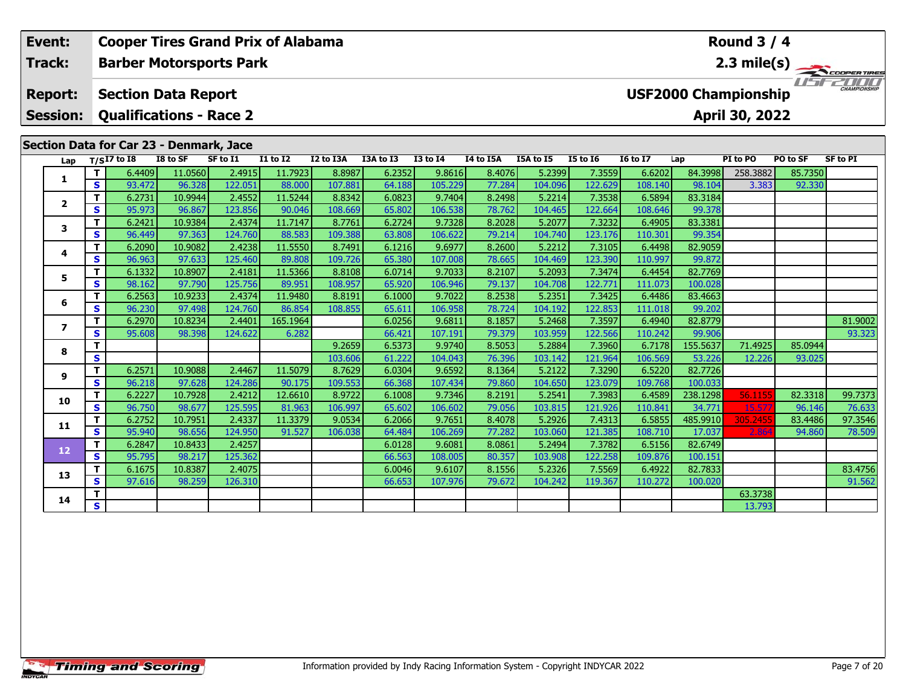| Event: | Cooper Tires Grand Prix of Alabama | Round 3 / 4 |
|---|---|---|
| Track: | Barber Motorsports Park | 2.3 mile(s) |
| Report: | Section Data Report | USF2000 Championship |
| Session: | Qualifications - Race 2 | April 30, 2022 |

## Section Data for Car 23 - Denmark, Jace

| Lap | T/S | I7 to I8 | I8 to SF | SF to I1 | I1 to I2 | I2 to I3A | I3A to I3 | I3 to I4 | I4 to I5A | I5A to I5 | I5 to I6 | I6 to I7 | Lap | PI to PO | PO to SF | SF to PI |
|---|---|---|---|---|---|---|---|---|---|---|---|---|---|---|---|---|
| 1 | T | 6.4409 | 11.0560 | 2.4915 | 11.7923 | 8.8987 | 6.2352 | 9.8616 | 8.4076 | 5.2399 | 7.3559 | 6.6202 | 84.3998 | 258.3882 | 85.7350 | |
| | S | 93.472 | 96.328 | 122.051 | 88.000 | 107.881 | 64.188 | 105.229 | 77.284 | 104.096 | 122.629 | 108.140 | 98.104 | 3.383 | 92.330 | |
| 2 | T | 6.2731 | 10.9944 | 2.4552 | 11.5244 | 8.8342 | 6.0823 | 9.7404 | 8.2498 | 5.2214 | 7.3538 | 6.5894 | 83.3184 | | | |
| | S | 95.973 | 96.867 | 123.856 | 90.046 | 108.669 | 65.802 | 106.538 | 78.762 | 104.465 | 122.664 | 108.646 | 99.378 | | | |
| 3 | T | 6.2421 | 10.9384 | 2.4374 | 11.7147 | 8.7761 | 6.2724 | 9.7328 | 8.2028 | 5.2077 | 7.3232 | 6.4905 | 83.3381 | | | |
| | S | 96.449 | 97.363 | 124.760 | 88.583 | 109.388 | 63.808 | 106.622 | 79.214 | 104.740 | 123.176 | 110.301 | 99.354 | | | |
| 4 | T | 6.2090 | 10.9082 | 2.4238 | 11.5550 | 8.7491 | 6.1216 | 9.6977 | 8.2600 | 5.2212 | 7.3105 | 6.4498 | 82.9059 | | | |
| | S | 96.963 | 97.633 | 125.460 | 89.808 | 109.726 | 65.380 | 107.008 | 78.665 | 104.469 | 123.390 | 110.997 | 99.872 | | | |
| 5 | T | 6.1332 | 10.8907 | 2.4181 | 11.5366 | 8.8108 | 6.0714 | 9.7033 | 8.2107 | 5.2093 | 7.3474 | 6.4454 | 82.7769 | | | |
| | S | 98.162 | 97.790 | 125.756 | 89.951 | 108.957 | 65.920 | 106.946 | 79.137 | 104.708 | 122.771 | 111.073 | 100.028 | | | |
| 6 | T | 6.2563 | 10.9233 | 2.4374 | 11.9480 | 8.8191 | 6.1000 | 9.7022 | 8.2538 | 5.2351 | 7.3425 | 6.4486 | 83.4663 | | | |
| | S | 96.230 | 97.498 | 124.760 | 86.854 | 108.855 | 65.611 | 106.958 | 78.724 | 104.192 | 122.853 | 111.018 | 99.202 | | | |
| 7 | T | 6.2970 | 10.8234 | 2.4401 | 165.1964 | | 6.0256 | 9.6811 | 8.1857 | 5.2468 | 7.3597 | 6.4940 | 82.8779 | | | 81.9002 |
| | S | 95.608 | 98.398 | 124.622 | 6.282 | | 66.421 | 107.191 | 79.379 | 103.959 | 122.566 | 110.242 | 99.906 | | | 93.323 |
| 8 | T | | | | | 9.2659 | 6.5373 | 9.9740 | 8.5053 | 5.2884 | 7.3960 | 6.7178 | 155.5637 | 71.4925 | 85.0944 | |
| | S | | | | | 103.606 | 61.222 | 104.043 | 76.396 | 103.142 | 121.964 | 106.569 | 53.226 | 12.226 | 93.025 | |
| 9 | T | 6.2571 | 10.9088 | 2.4467 | 11.5079 | 8.7629 | 6.0304 | 9.6592 | 8.1364 | 5.2122 | 7.3290 | 6.5220 | 82.7726 | | | |
| | S | 96.218 | 97.628 | 124.286 | 90.175 | 109.553 | 66.368 | 107.434 | 79.860 | 104.650 | 123.079 | 109.768 | 100.033 | | | |
| 10 | T | 6.2227 | 10.7928 | 2.4212 | 12.6610 | 8.9722 | 6.1008 | 9.7346 | 8.2191 | 5.2541 | 7.3983 | 6.4589 | 238.1298 | 56.1155 | 82.3318 | 99.7373 |
| | S | 96.750 | 98.677 | 125.595 | 81.963 | 106.997 | 65.602 | 106.602 | 79.056 | 103.815 | 121.926 | 110.841 | 34.771 | 15.577 | 96.146 | 76.633 |
| 11 | T | 6.2752 | 10.7951 | 2.4337 | 11.3379 | 9.0534 | 6.2066 | 9.7651 | 8.4078 | 5.2926 | 7.4313 | 6.5855 | 485.9910 | 305.2455 | 83.4486 | 97.3546 |
| | S | 95.940 | 98.656 | 124.950 | 91.527 | 106.038 | 64.484 | 106.269 | 77.282 | 103.060 | 121.385 | 108.710 | 17.037 | 2.864 | 94.860 | 78.509 |
| 12 | T | 6.2847 | 10.8433 | 2.4257 | | | 6.0128 | 9.6081 | 8.0861 | 5.2494 | 7.3782 | 6.5156 | 82.6749 | | | |
| | S | 95.795 | 98.217 | 125.362 | | | 66.563 | 108.005 | 80.357 | 103.908 | 122.258 | 109.876 | 100.151 | | | |
| 13 | T | 6.1675 | 10.8387 | 2.4075 | | | 6.0046 | 9.6107 | 8.1556 | 5.2326 | 7.5569 | 6.4922 | 82.7833 | | | 83.4756 |
| | S | 97.616 | 98.259 | 126.310 | | | 66.653 | 107.976 | 79.672 | 104.242 | 119.367 | 110.272 | 100.020 | | | 91.562 |
| 14 | T | | | | | | | | | | | | | 63.3738 | | |
| | S | | | | | | | | | | | | | 13.793 | | |

Information provided by Indy Racing Information System - Copyright INDYCAR 2022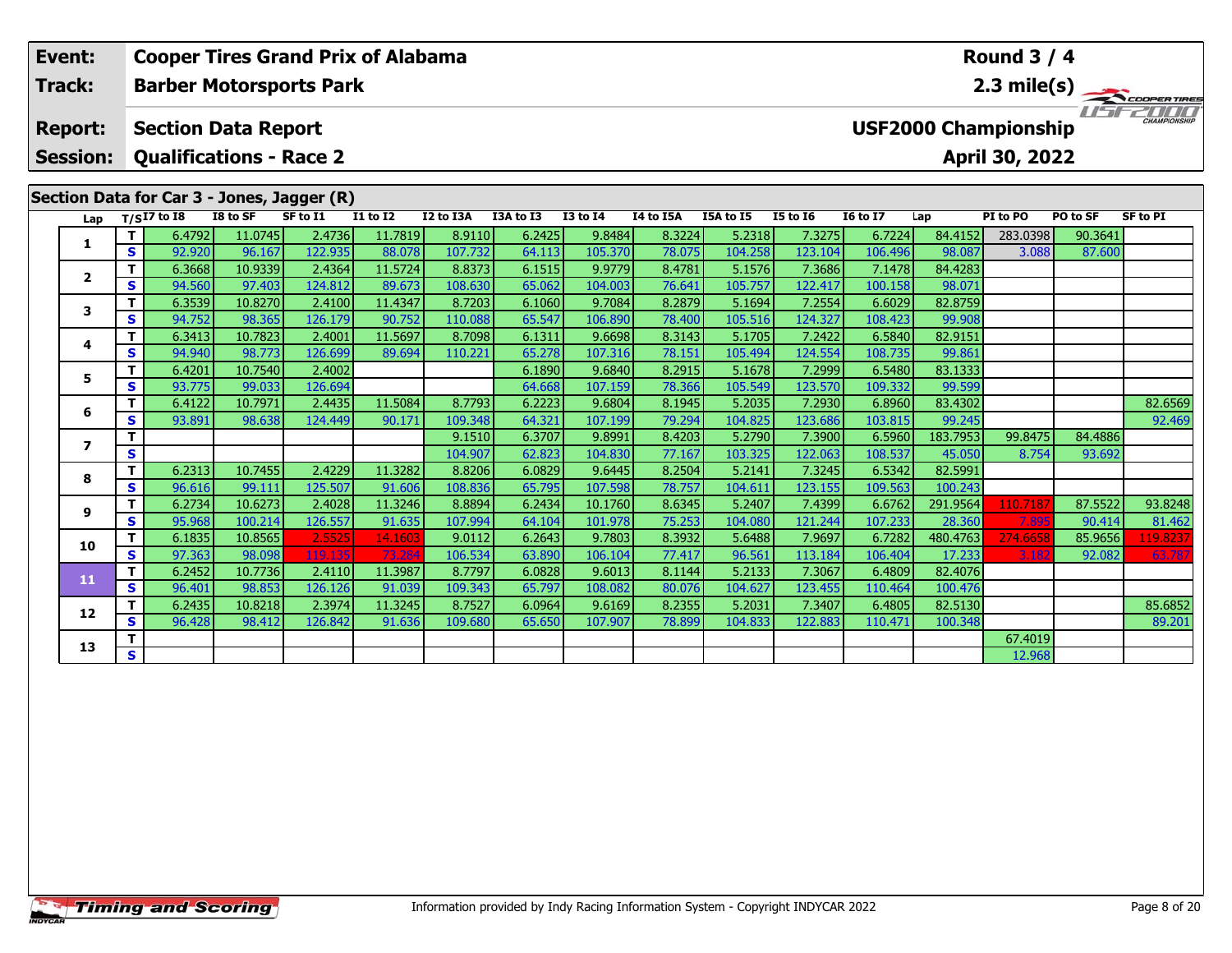| Event: | Cooper Tires Grand Prix of Alabama | Round 3 / 4 |
|---|---|---|
| Track: | Barber Motorsports Park | 2.3 mile(s) |
| Report: | Section Data Report | USF2000 Championship |
| Session: | Qualifications - Race 2 | April 30, 2022 |

## Section Data for Car 3 - Jones, Jagger (R)

| Lap | T/S | I7 to I8 | I8 to SF | SF to I1 | I1 to I2 | I2 to I3A | I3A to I3 | I3 to I4 | I4 to I5A | I5A to I5 | I5 to I6 | I6 to I7 | Lap | PI to PO | PO to SF | SF to PI |
|---|---|---|---|---|---|---|---|---|---|---|---|---|---|---|---|---|
| 1 | T | 6.4792 | 11.0745 | 2.4736 | 11.7819 | 8.9110 | 6.2425 | 9.8484 | 8.3224 | 5.2318 | 7.3275 | 6.7224 | 84.4152 | 283.0398 | 90.3641 | |
| | S | 92.920 | 96.167 | 122.935 | 88.078 | 107.732 | 64.113 | 105.370 | 78.075 | 104.258 | 123.104 | 106.496 | 98.087 | 3.088 | 87.600 | |
| 2 | T | 6.3668 | 10.9339 | 2.4364 | 11.5724 | 8.8373 | 6.1515 | 9.9779 | 8.4781 | 5.1576 | 7.3686 | 7.1478 | 84.4283 | | | |
| | S | 94.560 | 97.403 | 124.812 | 89.673 | 108.630 | 65.062 | 104.003 | 76.641 | 105.757 | 122.417 | 100.158 | 98.071 | | | |
| 3 | T | 6.3539 | 10.8270 | 2.4100 | 11.4347 | 8.7203 | 6.1060 | 9.7084 | 8.2879 | 5.1694 | 7.2554 | 6.6029 | 82.8759 | | | |
| | S | 94.752 | 98.365 | 126.179 | 90.752 | 110.088 | 65.547 | 106.890 | 78.400 | 105.516 | 124.327 | 108.423 | 99.908 | | | |
| 4 | T | 6.3413 | 10.7823 | 2.4001 | 11.5697 | 8.7098 | 6.1311 | 9.6698 | 8.3143 | 5.1705 | 7.2422 | 6.5840 | 82.9151 | | | |
| | S | 94.940 | 98.773 | 126.699 | 89.694 | 110.221 | 65.278 | 107.316 | 78.151 | 105.494 | 124.554 | 108.735 | 99.861 | | | |
| 5 | T | 6.4201 | 10.7540 | 2.4002 | | | 6.1890 | 9.6840 | 8.2915 | 5.1678 | 7.2999 | 6.5480 | 83.1333 | | | |
| | S | 93.775 | 99.033 | 126.694 | | | 64.668 | 107.159 | 78.366 | 105.549 | 123.570 | 109.332 | 99.599 | | | |
| 6 | T | 6.4122 | 10.7971 | 2.4435 | 11.5084 | 8.7793 | 6.2223 | 9.6804 | 8.1945 | 5.2035 | 7.2930 | 6.8960 | 83.4302 | | | 82.6569 |
| | S | 93.891 | 98.638 | 124.449 | 90.171 | 109.348 | 64.321 | 107.199 | 79.294 | 104.825 | 123.686 | 103.815 | 99.245 | | | 92.469 |
| 7 | T | | | | | 9.1510 | 6.3707 | 9.8991 | 8.4203 | 5.2790 | 7.3900 | 6.5960 | 183.7953 | 99.8475 | 84.4886 | |
| | S | | | | | 104.907 | 62.823 | 104.830 | 77.167 | 103.325 | 122.063 | 108.537 | 45.050 | 8.754 | 93.692 | |
| 8 | T | 6.2313 | 10.7455 | 2.4229 | 11.3282 | 8.8206 | 6.0829 | 9.6445 | 8.2504 | 5.2141 | 7.3245 | 6.5342 | 82.5991 | | | |
| | S | 96.616 | 99.111 | 125.507 | 91.606 | 108.836 | 65.795 | 107.598 | 78.757 | 104.611 | 123.155 | 109.563 | 100.243 | | | |
| 9 | T | 6.2734 | 10.6273 | 2.4028 | 11.3246 | 8.8894 | 6.2434 | 10.1760 | 8.6345 | 5.2407 | 7.4399 | 6.6762 | 291.9564 | 110.7187 | 87.5522 | 93.8248 |
| | S | 95.968 | 100.214 | 126.557 | 91.635 | 107.994 | 64.104 | 101.978 | 75.253 | 104.080 | 121.244 | 107.233 | 28.360 | 7.895 | 90.414 | 81.462 |
| 10 | T | 6.1835 | 10.8565 | 2.5525 | 14.1603 | 9.0112 | 6.2643 | 9.7803 | 8.3932 | 5.6488 | 7.9697 | 6.7282 | 480.4763 | 274.6658 | 85.9656 | 119.8237 |
| | S | 97.363 | 98.098 | 119.135 | 73.284 | 106.534 | 63.890 | 106.104 | 77.417 | 96.561 | 113.184 | 106.404 | 17.233 | 3.182 | 92.082 | 63.787 |
| 11 | T | 6.2452 | 10.7736 | 2.4110 | 11.3987 | 8.7797 | 6.0828 | 9.6013 | 8.1144 | 5.2133 | 7.3067 | 6.4809 | 82.4076 | | | |
| | S | 96.401 | 98.853 | 126.126 | 91.039 | 109.343 | 65.797 | 108.082 | 80.076 | 104.627 | 123.455 | 110.464 | 100.476 | | | |
| 12 | T | 6.2435 | 10.8218 | 2.3974 | 11.3245 | 8.7527 | 6.0964 | 9.6169 | 8.2355 | 5.2031 | 7.3407 | 6.4805 | 82.5130 | | | 85.6852 |
| | S | 96.428 | 98.412 | 126.842 | 91.636 | 109.680 | 65.650 | 107.907 | 78.899 | 104.833 | 122.883 | 110.471 | 100.348 | | | 89.201 |
| 13 | T | | | | | | | | | | | | | 67.4019 | | |
| | S | | | | | | | | | | | | | 12.968 | | |

Information provided by Indy Racing Information System - Copyright INDYCAR 2022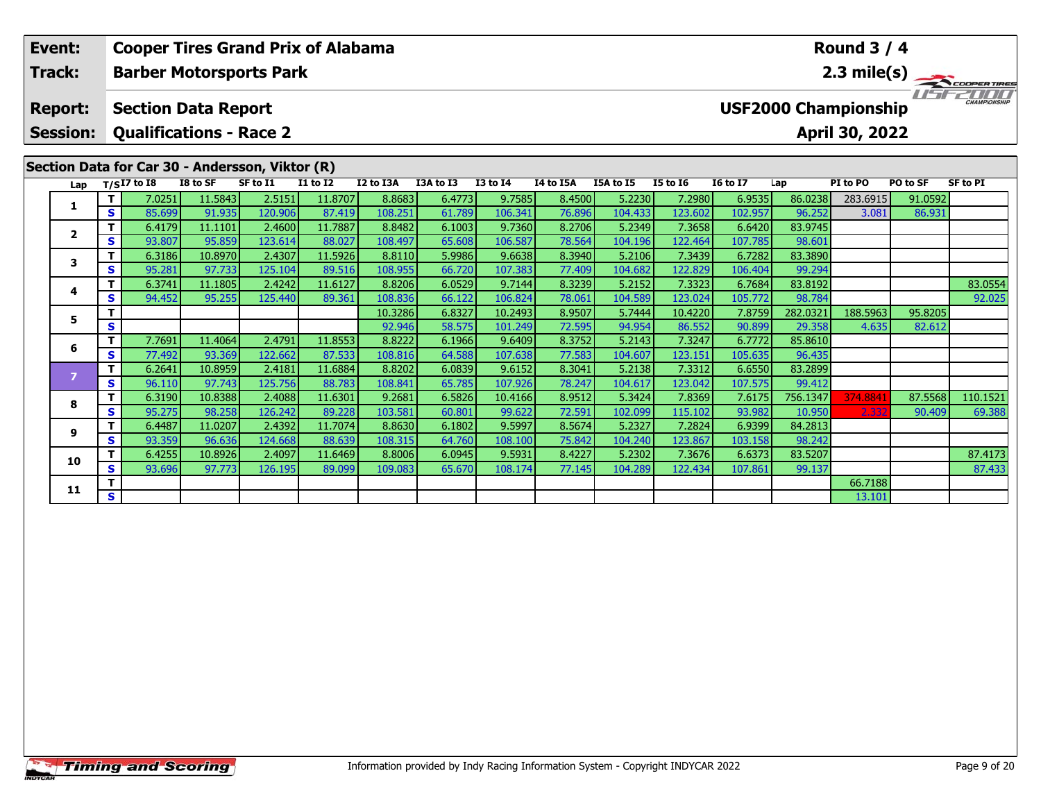| Event: | Cooper Tires Grand Prix of Alabama | Round 3 / 4 |
|---|---|---|
| Track: | Barber Motorsports Park | 2.3 mile(s) |
| Report: | Section Data Report | USF2000 Championship |
| Session: | Qualifications - Race 2 | April 30, 2022 |

## Section Data for Car 30 - Andersson, Viktor (R)

| Lap | T/S | I7 to I8 | I8 to SF | SF to I1 | I1 to I2 | I2 to I3A | I3A to I3 | I3 to I4 | I4 to I5A | I5A to I5 | I5 to I6 | I6 to I7 | Lap | PI to PO | PO to SF | SF to PI |
|---|---|---|---|---|---|---|---|---|---|---|---|---|---|---|---|---|
| 1 | T | 7.0251 | 11.5843 | 2.5151 | 11.8707 | 8.8683 | 6.4773 | 9.7585 | 8.4500 | 5.2230 | 7.2980 | 6.9535 | 86.0238 | 283.6915 | 91.0592 | |
| | S | 85.699 | 91.935 | 120.906 | 87.419 | 108.251 | 61.789 | 106.341 | 76.896 | 104.433 | 123.602 | 102.957 | 96.252 | 3.081 | 86.931 | |
| 2 | T | 6.4179 | 11.1101 | 2.4600 | 11.7887 | 8.8482 | 6.1003 | 9.7360 | 8.2706 | 5.2349 | 7.3658 | 6.6420 | 83.9745 | | | |
| | S | 93.807 | 95.859 | 123.614 | 88.027 | 108.497 | 65.608 | 106.587 | 78.564 | 104.196 | 122.464 | 107.785 | 98.601 | | | |
| 3 | T | 6.3186 | 10.8970 | 2.4307 | 11.5926 | 8.8110 | 5.9986 | 9.6638 | 8.3940 | 5.2106 | 7.3439 | 6.7282 | 83.3890 | | | |
| | S | 95.281 | 97.733 | 125.104 | 89.516 | 108.955 | 66.720 | 107.383 | 77.409 | 104.682 | 122.829 | 106.404 | 99.294 | | | |
| 4 | T | 6.3741 | 11.1805 | 2.4242 | 11.6127 | 8.8206 | 6.0529 | 9.7144 | 8.3239 | 5.2152 | 7.3323 | 6.7684 | 83.8192 | | | 83.0554 |
| | S | 94.452 | 95.255 | 125.440 | 89.361 | 108.836 | 66.122 | 106.824 | 78.061 | 104.589 | 123.024 | 105.772 | 98.784 | | | 92.025 |
| 5 | T | | | | | 10.3286 | 6.8327 | 10.2493 | 8.9507 | 5.7444 | 10.4220 | 7.8759 | 282.0321 | 188.5963 | 95.8205 | |
| | S | | | | | 92.946 | 58.575 | 101.249 | 72.595 | 94.954 | 86.552 | 90.899 | 29.358 | 4.635 | 82.612 | |
| 6 | T | 7.7691 | 11.4064 | 2.4791 | 11.8553 | 8.8222 | 6.1966 | 9.6409 | 8.3752 | 5.2143 | 7.3247 | 6.7772 | 85.8610 | | | |
| | S | 77.492 | 93.369 | 122.662 | 87.533 | 108.816 | 64.588 | 107.638 | 77.583 | 104.607 | 123.151 | 105.635 | 96.435 | | | |
| 7 | T | 6.2641 | 10.8959 | 2.4181 | 11.6884 | 8.8202 | 6.0839 | 9.6152 | 8.3041 | 5.2138 | 7.3312 | 6.6550 | 83.2899 | | | |
| | S | 96.110 | 97.743 | 125.756 | 88.783 | 108.841 | 65.785 | 107.926 | 78.247 | 104.617 | 123.042 | 107.575 | 99.412 | | | |
| 8 | T | 6.3190 | 10.8388 | 2.4088 | 11.6301 | 9.2681 | 6.5826 | 10.4166 | 8.9512 | 5.3424 | 7.8369 | 7.6175 | 756.1347 | 374.8841 | 87.5568 | 110.1521 |
| | S | 95.275 | 98.258 | 126.242 | 89.228 | 103.581 | 60.801 | 99.622 | 72.591 | 102.099 | 115.102 | 93.982 | 10.950 | 2.332 | 90.409 | 69.388 |
| 9 | T | 6.4487 | 11.0207 | 2.4392 | 11.7074 | 8.8630 | 6.1802 | 9.5997 | 8.5674 | 5.2327 | 7.2824 | 6.9399 | 84.2813 | | | |
| | S | 93.359 | 96.636 | 124.668 | 88.639 | 108.315 | 64.760 | 108.100 | 75.842 | 104.240 | 123.867 | 103.158 | 98.242 | | | |
| 10 | T | 6.4255 | 10.8926 | 2.4097 | 11.6469 | 8.8006 | 6.0945 | 9.5931 | 8.4227 | 5.2302 | 7.3676 | 6.6373 | 83.5207 | | | 87.4173 |
| | S | 93.696 | 97.773 | 126.195 | 89.099 | 109.083 | 65.670 | 108.174 | 77.145 | 104.289 | 122.434 | 107.861 | 99.137 | | | 87.433 |
| 11 | T | | | | | | | | | | | | | 66.7188 | | |
| | S | | | | | | | | | | | | | 13.101 | | |

Information provided by Indy Racing Information System - Copyright INDYCAR 2022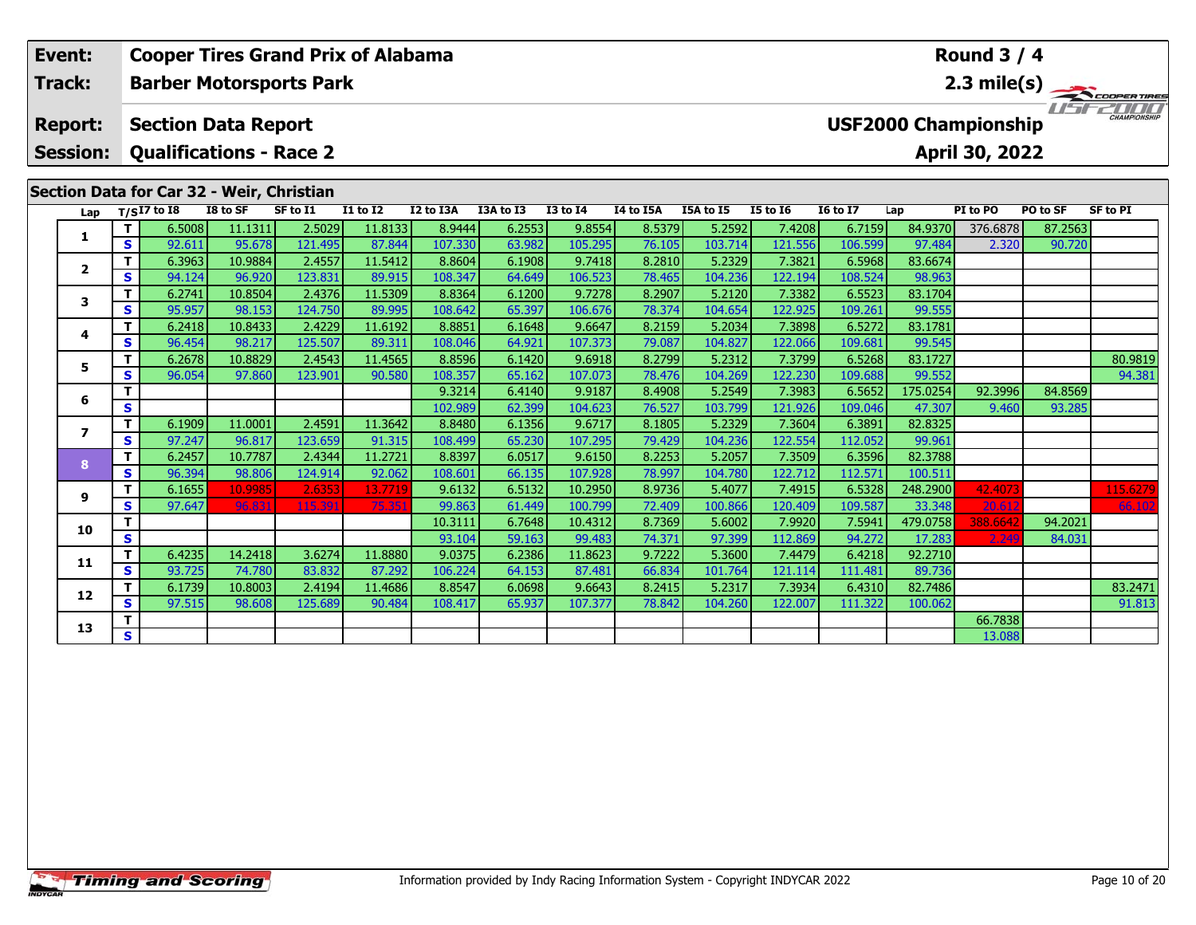| Event: | Cooper Tires Grand Prix of Alabama | Round 3 / 4 |
|---|---|---|
| Track: | Barber Motorsports Park | 2.3 mile(s) |
| Report: | Section Data Report | USF2000 Championship |
| Session: | Qualifications - Race 2 | April 30, 2022 |

## Section Data for Car 32 - Weir, Christian

| Lap | T/S | I7 to I8 | I8 to SF | SF to I1 | I1 to I2 | I2 to I3A | I3A to I3 | I3 to I4 | I4 to I5A | I5A to I5 | I5 to I6 | I6 to I7 | Lap | PI to PO | PO to SF | SF to PI |
|---|---|---|---|---|---|---|---|---|---|---|---|---|---|---|---|---|
| 1 | T | 6.5008 | 11.1311 | 2.5029 | 11.8133 | 8.9444 | 6.2553 | 9.8554 | 8.5379 | 5.2592 | 7.4208 | 6.7159 | 84.9370 | 376.6878 | 87.2563 | |
| | S | 92.611 | 95.678 | 121.495 | 87.844 | 107.330 | 63.982 | 105.295 | 76.105 | 103.714 | 121.556 | 106.599 | 97.484 | 2.320 | 90.720 | |
| 2 | T | 6.3963 | 10.9884 | 2.4557 | 11.5412 | 8.8604 | 6.1908 | 9.7418 | 8.2810 | 5.2329 | 7.3821 | 6.5968 | 83.6674 | | | |
| | S | 94.124 | 96.920 | 123.831 | 89.915 | 108.347 | 64.649 | 106.523 | 78.465 | 104.236 | 122.194 | 108.524 | 98.963 | | | |
| 3 | T | 6.2741 | 10.8504 | 2.4376 | 11.5309 | 8.8364 | 6.1200 | 9.7278 | 8.2907 | 5.2120 | 7.3382 | 6.5523 | 83.1704 | | | |
| | S | 95.957 | 98.153 | 124.750 | 89.995 | 108.642 | 65.397 | 106.676 | 78.374 | 104.654 | 122.925 | 109.261 | 99.555 | | | |
| 4 | T | 6.2418 | 10.8433 | 2.4229 | 11.6192 | 8.8851 | 6.1648 | 9.6647 | 8.2159 | 5.2034 | 7.3898 | 6.5272 | 83.1781 | | | |
| | S | 96.454 | 98.217 | 125.507 | 89.311 | 108.046 | 64.921 | 107.373 | 79.087 | 104.827 | 122.066 | 109.681 | 99.545 | | | |
| 5 | T | 6.2678 | 10.8829 | 2.4543 | 11.4565 | 8.8596 | 6.1420 | 9.6918 | 8.2799 | 5.2312 | 7.3799 | 6.5268 | 83.1727 | | | 80.9819 |
| | S | 96.054 | 97.860 | 123.901 | 90.580 | 108.357 | 65.162 | 107.073 | 78.476 | 104.269 | 122.230 | 109.688 | 99.552 | | | 94.381 |
| 6 | T | | | | | 9.3214 | 6.4140 | 9.9187 | 8.4908 | 5.2549 | 7.3983 | 6.5652 | 175.0254 | 92.3996 | 84.8569 | |
| | S | | | | | 102.989 | 62.399 | 104.623 | 76.527 | 103.799 | 121.926 | 109.046 | 47.307 | 9.460 | 93.285 | |
| 7 | T | 6.1909 | 11.0001 | 2.4591 | 11.3642 | 8.8480 | 6.1356 | 9.6717 | 8.1805 | 5.2329 | 7.3604 | 6.3891 | 82.8325 | | | |
| | S | 97.247 | 96.817 | 123.659 | 91.315 | 108.499 | 65.230 | 107.295 | 79.429 | 104.236 | 122.554 | 112.052 | 99.961 | | | |
| 8 | T | 6.2457 | 10.7787 | 2.4344 | 11.2721 | 8.8397 | 6.0517 | 9.6150 | 8.2253 | 5.2057 | 7.3509 | 6.3596 | 82.3788 | | | |
| | S | 96.394 | 98.806 | 124.914 | 92.062 | 108.601 | 66.135 | 107.928 | 78.997 | 104.780 | 122.712 | 112.571 | 100.511 | | | |
| 9 | T | 6.1655 | 10.9985 | 2.6353 | 13.7719 | 9.6132 | 6.5132 | 10.2950 | 8.9736 | 5.4077 | 7.4915 | 6.5328 | 248.2900 | 42.4073 | | 115.6279 |
| | S | 97.647 | 96.831 | 115.391 | 75.351 | 99.863 | 61.449 | 100.799 | 72.409 | 100.866 | 120.409 | 109.587 | 33.348 | 20.612 | | 66.102 |
| 10 | T | | | | | 10.3111 | 6.7648 | 10.4312 | 8.7369 | 5.6002 | 7.9920 | 7.5941 | 479.0758 | 388.6642 | 94.2021 | |
| | S | | | | | 93.104 | 59.163 | 99.483 | 74.371 | 97.399 | 112.869 | 94.272 | 17.283 | 2.249 | 84.031 | |
| 11 | T | 6.4235 | 14.2418 | 3.6274 | 11.8880 | 9.0375 | 6.2386 | 11.8623 | 9.7222 | 5.3600 | 7.4479 | 6.4218 | 92.2710 | | | |
| | S | 93.725 | 74.780 | 83.832 | 87.292 | 106.224 | 64.153 | 87.481 | 66.834 | 101.764 | 121.114 | 111.481 | 89.736 | | | |
| 12 | T | 6.1739 | 10.8003 | 2.4194 | 11.4686 | 8.8547 | 6.0698 | 9.6643 | 8.2415 | 5.2317 | 7.3934 | 6.4310 | 82.7486 | | | 83.2471 |
| | S | 97.515 | 98.608 | 125.689 | 90.484 | 108.417 | 65.937 | 107.377 | 78.842 | 104.260 | 122.007 | 111.322 | 100.062 | | | 91.813 |
| 13 | T | | | | | | | | | | | | | 66.7838 | | |
| | S | | | | | | | | | | | | | 13.088 | | |

Information provided by Indy Racing Information System - Copyright INDYCAR 2022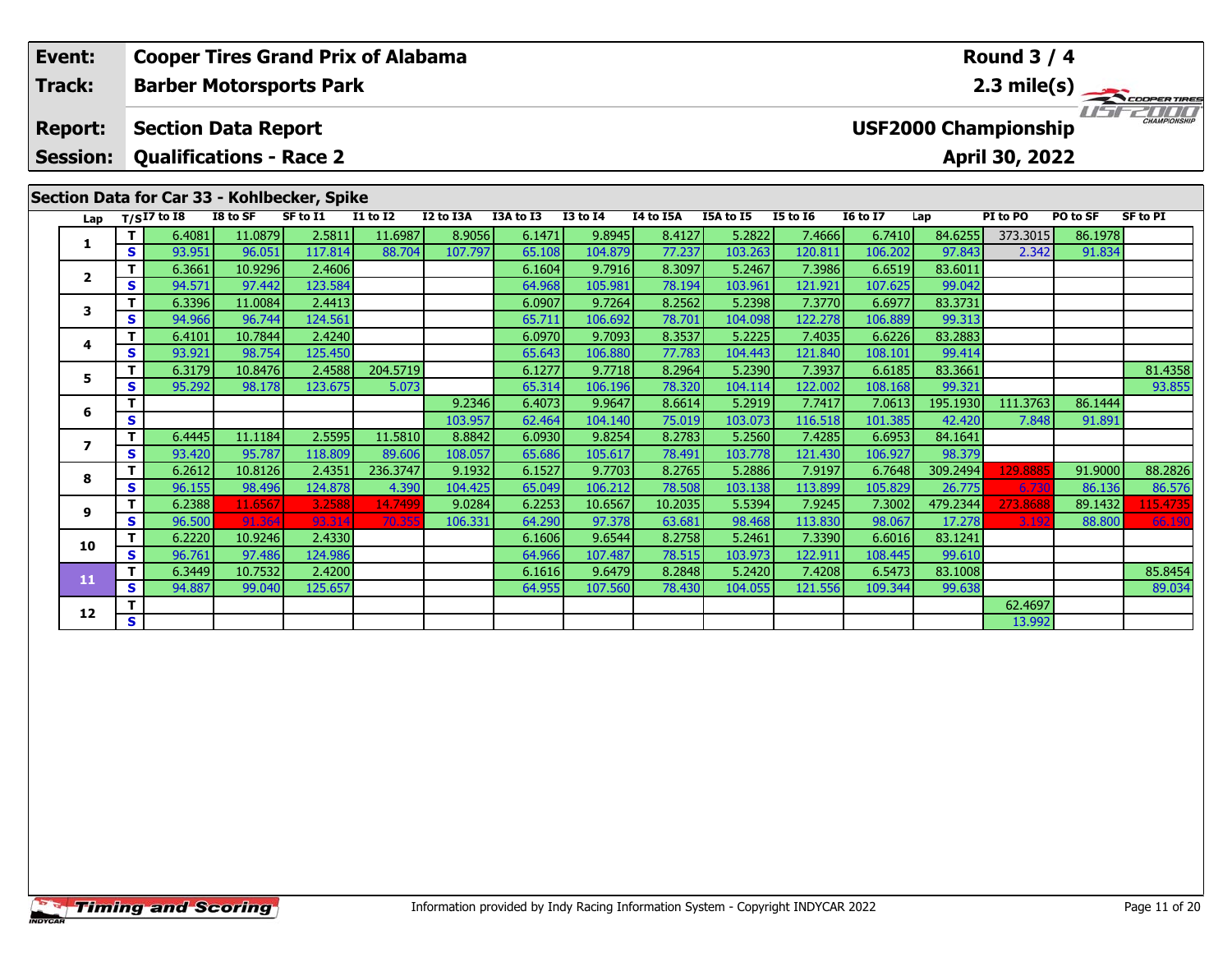| Event: | Cooper Tires Grand Prix of Alabama | Round 3 / 4 |
|---|---|---|
| Track: | Barber Motorsports Park | 2.3 mile(s) |
| Report: | Section Data Report | USF2000 Championship |
| Session: | Qualifications - Race 2 | April 30, 2022 |

## Section Data for Car 33 - Kohlbecker, Spike

| Lap | T/S | I7 to I8 | I8 to SF | SF to I1 | I1 to I2 | I2 to I3A | I3A to I3 | I3 to I4 | I4 to I5A | I5A to I5 | I5 to I6 | I6 to I7 | Lap | PI to PO | PO to SF | SF to PI |
|---|---|---|---|---|---|---|---|---|---|---|---|---|---|---|---|---|
| 1 | T | 6.4081 | 11.0879 | 2.5811 | 11.6987 | 8.9056 | 6.1471 | 9.8945 | 8.4127 | 5.2822 | 7.4666 | 6.7410 | 84.6255 | 373.3015 | 86.1978 | |
| | S | 93.951 | 96.051 | 117.814 | 88.704 | 107.797 | 65.108 | 104.879 | 77.237 | 103.263 | 120.811 | 106.202 | 97.843 | 2.342 | 91.834 | |
| 2 | T | 6.3661 | 10.9296 | 2.4606 | | | 6.1604 | 9.7916 | 8.3097 | 5.2467 | 7.3986 | 6.6519 | 83.6011 | | | |
| | S | 94.571 | 97.442 | 123.584 | | | 64.968 | 105.981 | 78.194 | 103.961 | 121.921 | 107.625 | 99.042 | | | |
| 3 | T | 6.3396 | 11.0084 | 2.4413 | | | 6.0907 | 9.7264 | 8.2562 | 5.2398 | 7.3770 | 6.6977 | 83.3731 | | | |
| | S | 94.966 | 96.744 | 124.561 | | | 65.711 | 106.692 | 78.701 | 104.098 | 122.278 | 106.889 | 99.313 | | | |
| 4 | T | 6.4101 | 10.7844 | 2.4240 | | | 6.0970 | 9.7093 | 8.3537 | 5.2225 | 7.4035 | 6.6226 | 83.2883 | | | |
| | S | 93.921 | 98.754 | 125.450 | | | 65.643 | 106.880 | 77.783 | 104.443 | 121.840 | 108.101 | 99.414 | | | |
| 5 | T | 6.3179 | 10.8476 | 2.4588 | 204.5719 | | 6.1277 | 9.7718 | 8.2964 | 5.2390 | 7.3937 | 6.6185 | 83.3661 | | | 81.4358 |
| | S | 95.292 | 98.178 | 123.675 | 5.073 | | 65.314 | 106.196 | 78.320 | 104.114 | 122.002 | 108.168 | 99.321 | | | 93.855 |
| 6 | T | | | | | 9.2346 | 6.4073 | 9.9647 | 8.6614 | 5.2919 | 7.7417 | 7.0613 | 195.1930 | 111.3763 | 86.1444 | |
| | S | | | | | 103.957 | 62.464 | 104.140 | 75.019 | 103.073 | 116.518 | 101.385 | 42.420 | 7.848 | 91.891 | |
| 7 | T | 6.4445 | 11.1184 | 2.5595 | 11.5810 | 8.8842 | 6.0930 | 9.8254 | 8.2783 | 5.2560 | 7.4285 | 6.6953 | 84.1641 | | | |
| | S | 93.420 | 95.787 | 118.809 | 89.606 | 108.057 | 65.686 | 105.617 | 78.491 | 103.778 | 121.430 | 106.927 | 98.379 | | | |
| 8 | T | 6.2612 | 10.8126 | 2.4351 | 236.3747 | 9.1932 | 6.1527 | 9.7703 | 8.2765 | 5.2886 | 7.9197 | 6.7648 | 309.2494 | 129.8885 | 91.9000 | 88.2826 |
| | S | 96.155 | 98.496 | 124.878 | 4.390 | 104.425 | 65.049 | 106.212 | 78.508 | 103.138 | 113.899 | 105.829 | 26.775 | 6.730 | 86.136 | 86.576 |
| 9 | T | 6.2388 | 11.6567 | 3.2588 | 14.7499 | 9.0284 | 6.2253 | 10.6567 | 10.2035 | 5.5394 | 7.9245 | 7.3002 | 479.2344 | 273.8688 | 89.1432 | 115.4735 |
| | S | 96.500 | 91.364 | 93.314 | 70.355 | 106.331 | 64.290 | 97.378 | 63.681 | 98.468 | 113.830 | 98.067 | 17.278 | 3.192 | 88.800 | 66.190 |
| 10 | T | 6.2220 | 10.9246 | 2.4330 | | | 6.1606 | 9.6544 | 8.2758 | 5.2461 | 7.3390 | 6.6016 | 83.1241 | | | |
| | S | 96.761 | 97.486 | 124.986 | | | 64.966 | 107.487 | 78.515 | 103.973 | 122.911 | 108.445 | 99.610 | | | |
| 11 | T | 6.3449 | 10.7532 | 2.4200 | | | 6.1616 | 9.6479 | 8.2848 | 5.2420 | 7.4208 | 6.5473 | 83.1008 | | | 85.8454 |
| | S | 94.887 | 99.040 | 125.657 | | | 64.955 | 107.560 | 78.430 | 104.055 | 121.556 | 109.344 | 99.638 | | | 89.034 |
| 12 | T | | | | | | | | | | | | | 62.4697 | | |
| | S | | | | | | | | | | | | | 13.992 | | |

Information provided by Indy Racing Information System - Copyright INDYCAR 2022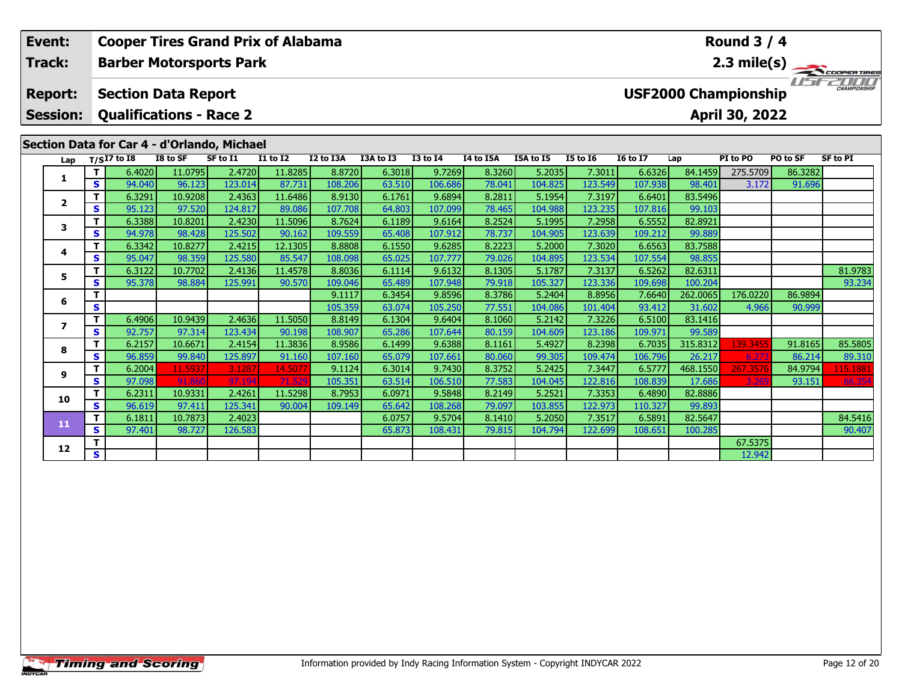| Event: | Cooper Tires Grand Prix of Alabama | Round 3 / 4 |
|---|---|---|
| Track: | Barber Motorsports Park | 2.3 mile(s) |
| Report: | Section Data Report | USF2000 Championship |
| Session: | Qualifications - Race 2 | April 30, 2022 |

## Section Data for Car 4 - d'Orlando, Michael

| Lap | T/S | I7 to I8 | I8 to SF | SF to I1 | I1 to I2 | I2 to I3A | I3A to I3 | I3 to I4 | I4 to I5A | I5A to I5 | I5 to I6 | I6 to I7 | Lap | PI to PO | PO to SF | SF to PI |
|---|---|---|---|---|---|---|---|---|---|---|---|---|---|---|---|---|
| 1 | T | 6.4020 | 11.0795 | 2.4720 | 11.8285 | 8.8720 | 6.3018 | 9.7269 | 8.3260 | 5.2035 | 7.3011 | 6.6326 | 84.1459 | 275.5709 | 86.3282 | |
| | S | 94.040 | 96.123 | 123.014 | 87.731 | 108.206 | 63.510 | 106.686 | 78.041 | 104.825 | 123.549 | 107.938 | 98.401 | 3.172 | 91.696 | |
| 2 | T | 6.3291 | 10.9208 | 2.4363 | 11.6486 | 8.9130 | 6.1761 | 9.6894 | 8.2811 | 5.1954 | 7.3197 | 6.6401 | 83.5496 | | | |
| | S | 95.123 | 97.520 | 124.817 | 89.086 | 107.708 | 64.803 | 107.099 | 78.465 | 104.988 | 123.235 | 107.816 | 99.103 | | | |
| 3 | T | 6.3388 | 10.8201 | 2.4230 | 11.5096 | 8.7624 | 6.1189 | 9.6164 | 8.2524 | 5.1995 | 7.2958 | 6.5552 | 82.8921 | | | |
| | S | 94.978 | 98.428 | 125.502 | 90.162 | 109.559 | 65.408 | 107.912 | 78.737 | 104.905 | 123.639 | 109.212 | 99.889 | | | |
| 4 | T | 6.3342 | 10.8277 | 2.4215 | 12.1305 | 8.8808 | 6.1550 | 9.6285 | 8.2223 | 5.2000 | 7.3020 | 6.6563 | 83.7588 | | | |
| | S | 95.047 | 98.359 | 125.580 | 85.547 | 108.098 | 65.025 | 107.777 | 79.026 | 104.895 | 123.534 | 107.554 | 98.855 | | | |
| 5 | T | 6.3122 | 10.7702 | 2.4136 | 11.4578 | 8.8036 | 6.1114 | 9.6132 | 8.1305 | 5.1787 | 7.3137 | 6.5262 | 82.6311 | | | 81.9783 |
| | S | 95.378 | 98.884 | 125.991 | 90.570 | 109.046 | 65.489 | 107.948 | 79.918 | 105.327 | 123.336 | 109.698 | 100.204 | | | 93.234 |
| 6 | T | | | | | 9.1117 | 6.3454 | 9.8596 | 8.3786 | 5.2404 | 8.8956 | 7.6640 | 262.0065 | 176.0220 | 86.9894 | |
| | S | | | | | 105.359 | 63.074 | 105.250 | 77.551 | 104.086 | 101.404 | 93.412 | 31.602 | 4.966 | 90.999 | |
| 7 | T | 6.4906 | 10.9439 | 2.4636 | 11.5050 | 8.8149 | 6.1304 | 9.6404 | 8.1060 | 5.2142 | 7.3226 | 6.5100 | 83.1416 | | | |
| | S | 92.757 | 97.314 | 123.434 | 90.198 | 108.907 | 65.286 | 107.644 | 80.159 | 104.609 | 123.186 | 109.971 | 99.589 | | | |
| 8 | T | 6.2157 | 10.6671 | 2.4154 | 11.3836 | 8.9586 | 6.1499 | 9.6388 | 8.1161 | 5.4927 | 8.2398 | 6.7035 | 315.8312 | 139.3455 | 91.8165 | 85.5805 |
| | S | 96.859 | 99.840 | 125.897 | 91.160 | 107.160 | 65.079 | 107.661 | 80.060 | 99.305 | 109.474 | 106.796 | 26.217 | 6.273 | 86.214 | 89.310 |
| 9 | T | 6.2004 | 11.5937 | 3.1287 | 14.5077 | 9.1124 | 6.3014 | 9.7430 | 8.3752 | 5.2425 | 7.3447 | 6.5777 | 468.1550 | 267.3576 | 84.9794 | 115.1881 |
| | S | 97.098 | 91.860 | 97.194 | 71.529 | 105.351 | 63.514 | 106.510 | 77.583 | 104.045 | 122.816 | 108.839 | 17.686 | 3.269 | 93.151 | 66.354 |
| 10 | T | 6.2311 | 10.9331 | 2.4261 | 11.5298 | 8.7953 | 6.0971 | 9.5848 | 8.2149 | 5.2521 | 7.3353 | 6.4890 | 82.8886 | | | |
| | S | 96.619 | 97.411 | 125.341 | 90.004 | 109.149 | 65.642 | 108.268 | 79.097 | 103.855 | 122.973 | 110.327 | 99.893 | | | |
| 11 | T | 6.1811 | 10.7873 | 2.4023 | | | 6.0757 | 9.5704 | 8.1410 | 5.2050 | 7.3517 | 6.5891 | 82.5647 | | | 84.5416 |
| | S | 97.401 | 98.727 | 126.583 | | | 65.873 | 108.431 | 79.815 | 104.794 | 122.699 | 108.651 | 100.285 | | | 90.407 |
| 12 | T | | | | | | | | | | | | | 67.5375 | | |
| | S | | | | | | | | | | | | | 12.942 | | |

Information provided by Indy Racing Information System - Copyright INDYCAR 2022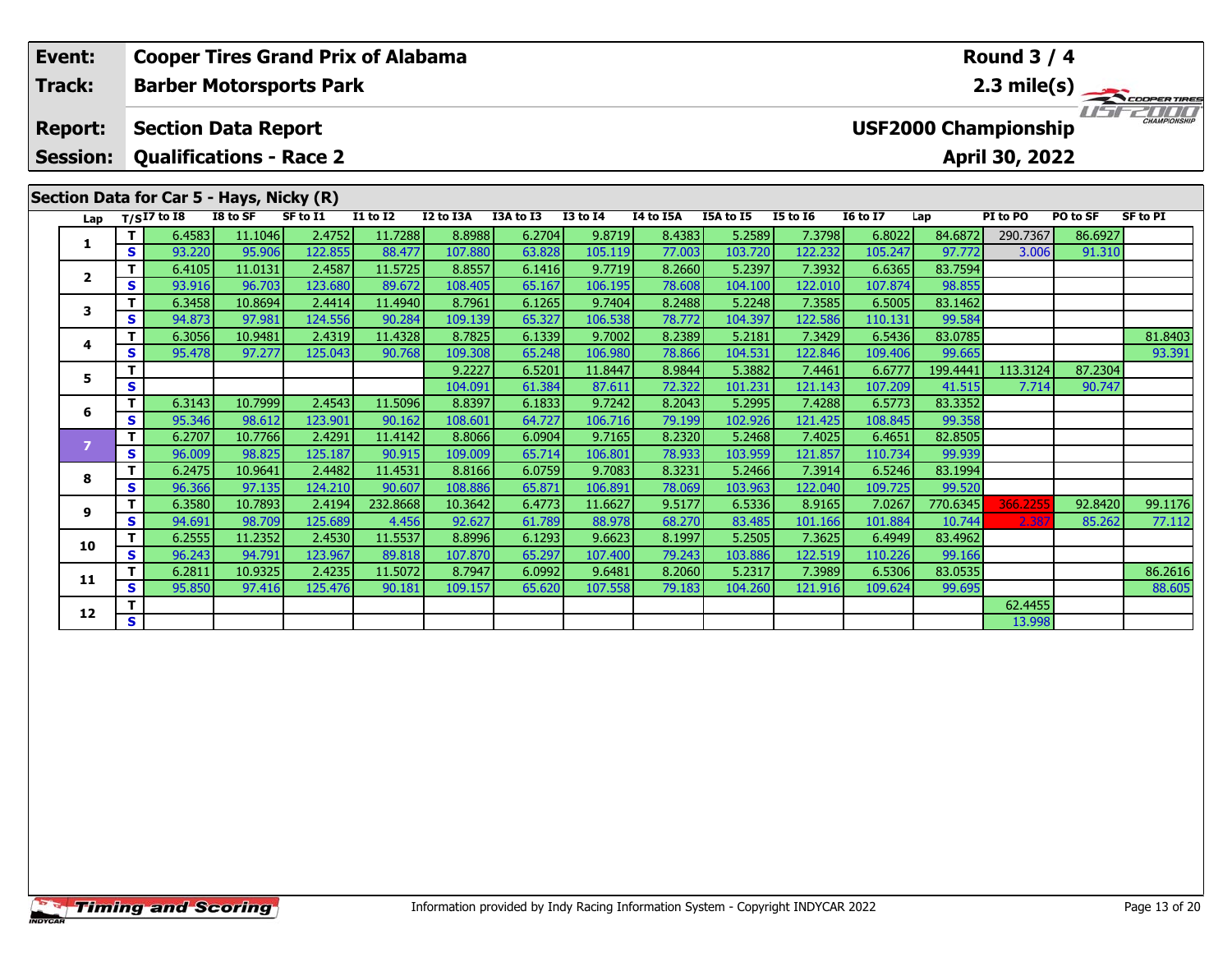| Event: | Cooper Tires Grand Prix of Alabama | Round 3 / 4 |
|---|---|---|
| Track: | Barber Motorsports Park | 2.3 mile(s) |
| Report: | Section Data Report | USF2000 Championship |
| Session: | Qualifications - Race 2 | April 30, 2022 |

## Section Data for Car 5 - Hays, Nicky (R)

| Lap | T/S | I7 to I8 | I8 to SF | SF to I1 | I1 to I2 | I2 to I3A | I3A to I3 | I3 to I4 | I4 to I5A | I5A to I5 | I5 to I6 | I6 to I7 | Lap | PI to PO | PO to SF | SF to PI |
|---|---|---|---|---|---|---|---|---|---|---|---|---|---|---|---|---|
| 1 | T | 6.4583 | 11.1046 | 2.4752 | 11.7288 | 8.8988 | 6.2704 | 9.8719 | 8.4383 | 5.2589 | 7.3798 | 6.8022 | 84.6872 | 290.7367 | 86.6927 | |
| | S | 93.220 | 95.906 | 122.855 | 88.477 | 107.880 | 63.828 | 105.119 | 77.003 | 103.720 | 122.232 | 105.247 | 97.772 | 3.006 | 91.310 | |
| 2 | T | 6.4105 | 11.0131 | 2.4587 | 11.5725 | 8.8557 | 6.1416 | 9.7719 | 8.2660 | 5.2397 | 7.3932 | 6.6365 | 83.7594 | | | |
| | S | 93.916 | 96.703 | 123.680 | 89.672 | 108.405 | 65.167 | 106.195 | 78.608 | 104.100 | 122.010 | 107.874 | 98.855 | | | |
| 3 | T | 6.3458 | 10.8694 | 2.4414 | 11.4940 | 8.7961 | 6.1265 | 9.7404 | 8.2488 | 5.2248 | 7.3585 | 6.5005 | 83.1462 | | | |
| | S | 94.873 | 97.981 | 124.556 | 90.284 | 109.139 | 65.327 | 106.538 | 78.772 | 104.397 | 122.586 | 110.131 | 99.584 | | | |
| 4 | T | 6.3056 | 10.9481 | 2.4319 | 11.4328 | 8.7825 | 6.1339 | 9.7002 | 8.2389 | 5.2181 | 7.3429 | 6.5436 | 83.0785 | | | 81.8403 |
| | S | 95.478 | 97.277 | 125.043 | 90.768 | 109.308 | 65.248 | 106.980 | 78.866 | 104.531 | 122.846 | 109.406 | 99.665 | | | 93.391 |
| 5 | T | | | | | 9.2227 | 6.5201 | 11.8447 | 8.9844 | 5.3882 | 7.4461 | 6.6777 | 199.4441 | 113.3124 | 87.2304 | |
| | S | | | | | 104.091 | 61.384 | 87.611 | 72.322 | 101.231 | 121.143 | 107.209 | 41.515 | 7.714 | 90.747 | |
| 6 | T | 6.3143 | 10.7999 | 2.4543 | 11.5096 | 8.8397 | 6.1833 | 9.7242 | 8.2043 | 5.2995 | 7.4288 | 6.5773 | 83.3352 | | | |
| | S | 95.346 | 98.612 | 123.901 | 90.162 | 108.601 | 64.727 | 106.716 | 79.199 | 102.926 | 121.425 | 108.845 | 99.358 | | | |
| 7 | T | 6.2707 | 10.7766 | 2.4291 | 11.4142 | 8.8066 | 6.0904 | 9.7165 | 8.2320 | 5.2468 | 7.4025 | 6.4651 | 82.8505 | | | |
| | S | 96.009 | 98.825 | 125.187 | 90.915 | 109.009 | 65.714 | 106.801 | 78.933 | 103.959 | 121.857 | 110.734 | 99.939 | | | |
| 8 | T | 6.2475 | 10.9641 | 2.4482 | 11.4531 | 8.8166 | 6.0759 | 9.7083 | 8.3231 | 5.2466 | 7.3914 | 6.5246 | 83.1994 | | | |
| | S | 96.366 | 97.135 | 124.210 | 90.607 | 108.886 | 65.871 | 106.891 | 78.069 | 103.963 | 122.040 | 109.725 | 99.520 | | | |
| 9 | T | 6.3580 | 10.7893 | 2.4194 | 232.8668 | 10.3642 | 6.4773 | 11.6627 | 9.5177 | 6.5336 | 8.9165 | 7.0267 | 770.6345 | 366.2255 | 92.8420 | 99.1176 |
| | S | 94.691 | 98.709 | 125.689 | 4.456 | 92.627 | 61.789 | 88.978 | 68.270 | 83.485 | 101.166 | 101.884 | 10.744 | 2.387 | 85.262 | 77.112 |
| 10 | T | 6.2555 | 11.2352 | 2.4530 | 11.5537 | 8.8996 | 6.1293 | 9.6623 | 8.1997 | 5.2505 | 7.3625 | 6.4949 | 83.4962 | | | |
| | S | 96.243 | 94.791 | 123.967 | 89.818 | 107.870 | 65.297 | 107.400 | 79.243 | 103.886 | 122.519 | 110.226 | 99.166 | | | |
| 11 | T | 6.2811 | 10.9325 | 2.4235 | 11.5072 | 8.7947 | 6.0992 | 9.6481 | 8.2060 | 5.2317 | 7.3989 | 6.5306 | 83.0535 | | | 86.2616 |
| | S | 95.850 | 97.416 | 125.476 | 90.181 | 109.157 | 65.620 | 107.558 | 79.183 | 104.260 | 121.916 | 109.624 | 99.695 | | | 88.605 |
| 12 | T | | | | | | | | | | | | | 62.4455 | | |
| | S | | | | | | | | | | | | | 13.998 | | |

Information provided by Indy Racing Information System - Copyright INDYCAR 2022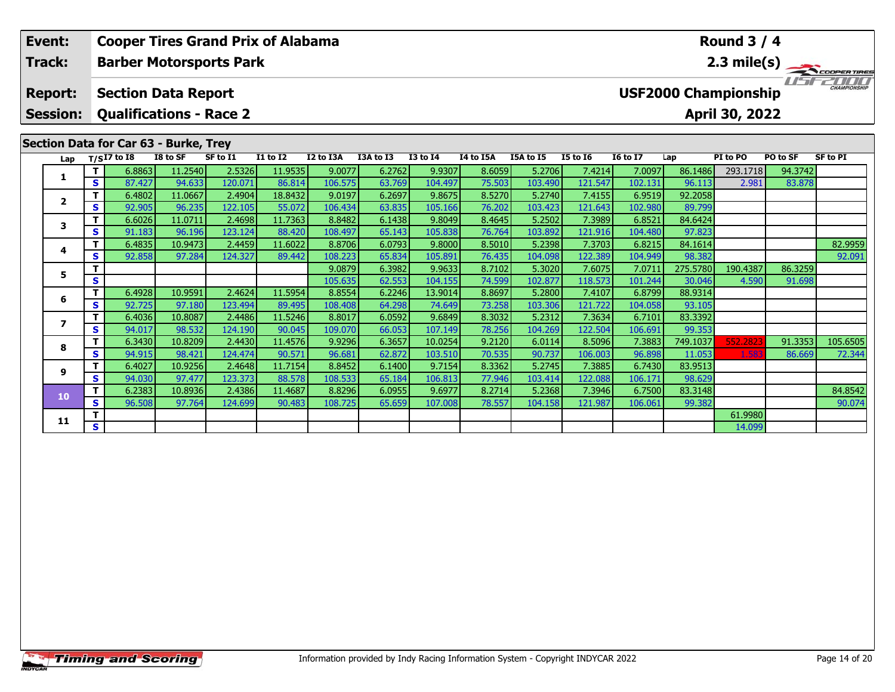| Event: | Cooper Tires Grand Prix of Alabama | Round 3 / 4 |
|---|---|---|
| Track: | Barber Motorsports Park | 2.3 mile(s) |
| Report: | Section Data Report | USF2000 Championship |
| Session: | Qualifications - Race 2 | April 30, 2022 |

## Section Data for Car 63 - Burke, Trey

| Lap | T/S | I7 to I8 | I8 to SF | SF to I1 | I1 to I2 | I2 to I3A | I3A to I3 | I3 to I4 | I4 to I5A | I5A to I5 | I5 to I6 | I6 to I7 | Lap | PI to PO | PO to SF | SF to PI |
|---|---|---|---|---|---|---|---|---|---|---|---|---|---|---|---|---|
| 1 | T | 6.8863 | 11.2540 | 2.5326 | 11.9535 | 9.0077 | 6.2762 | 9.9307 | 8.6059 | 5.2706 | 7.4214 | 7.0097 | 86.1486 | 293.1718 | 94.3742 | |
| | S | 87.427 | 94.633 | 120.071 | 86.814 | 106.575 | 63.769 | 104.497 | 75.503 | 103.490 | 121.547 | 102.131 | 96.113 | 2.981 | 83.878 | |
| 2 | T | 6.4802 | 11.0667 | 2.4904 | 18.8432 | 9.0197 | 6.2697 | 9.8675 | 8.5270 | 5.2740 | 7.4155 | 6.9519 | 92.2058 | | | |
| | S | 92.905 | 96.235 | 122.105 | 55.072 | 106.434 | 63.835 | 105.166 | 76.202 | 103.423 | 121.643 | 102.980 | 89.799 | | | |
| 3 | T | 6.6026 | 11.0711 | 2.4698 | 11.7363 | 8.8482 | 6.1438 | 9.8049 | 8.4645 | 5.2502 | 7.3989 | 6.8521 | 84.6424 | | | |
| | S | 91.183 | 96.196 | 123.124 | 88.420 | 108.497 | 65.143 | 105.838 | 76.764 | 103.892 | 121.916 | 104.480 | 97.823 | | | |
| 4 | T | 6.4835 | 10.9473 | 2.4459 | 11.6022 | 8.8706 | 6.0793 | 9.8000 | 8.5010 | 5.2398 | 7.3703 | 6.8215 | 84.1614 | | | 82.9959 |
| | S | 92.858 | 97.284 | 124.327 | 89.442 | 108.223 | 65.834 | 105.891 | 76.435 | 104.098 | 122.389 | 104.949 | 98.382 | | | 92.091 |
| 5 | T | | | | | 9.0879 | 6.3982 | 9.9633 | 8.7102 | 5.3020 | 7.6075 | 7.0711 | 275.5780 | 190.4387 | 86.3259 | |
| | S | | | | | 105.635 | 62.553 | 104.155 | 74.599 | 102.877 | 118.573 | 101.244 | 30.046 | 4.590 | 91.698 | |
| 6 | T | 6.4928 | 10.9591 | 2.4624 | 11.5954 | 8.8554 | 6.2246 | 13.9014 | 8.8697 | 5.2800 | 7.4107 | 6.8799 | 88.9314 | | | |
| | S | 92.725 | 97.180 | 123.494 | 89.495 | 108.408 | 64.298 | 74.649 | 73.258 | 103.306 | 121.722 | 104.058 | 93.105 | | | |
| 7 | T | 6.4036 | 10.8087 | 2.4486 | 11.5246 | 8.8017 | 6.0592 | 9.6849 | 8.3032 | 5.2312 | 7.3634 | 6.7101 | 83.3392 | | | |
| | S | 94.017 | 98.532 | 124.190 | 90.045 | 109.070 | 66.053 | 107.149 | 78.256 | 104.269 | 122.504 | 106.691 | 99.353 | | | |
| 8 | T | 6.3430 | 10.8209 | 2.4430 | 11.4576 | 9.9296 | 6.3657 | 10.0254 | 9.2120 | 6.0114 | 8.5096 | 7.3883 | 749.1037 | 552.2823 | 91.3353 | 105.6505 |
| | S | 94.915 | 98.421 | 124.474 | 90.571 | 96.681 | 62.872 | 103.510 | 70.535 | 90.737 | 106.003 | 96.898 | 11.053 | 1.583 | 86.669 | 72.344 |
| 9 | T | 6.4027 | 10.9256 | 2.4648 | 11.7154 | 8.8452 | 6.1400 | 9.7154 | 8.3362 | 5.2745 | 7.3885 | 6.7430 | 83.9513 | | | |
| | S | 94.030 | 97.477 | 123.373 | 88.578 | 108.533 | 65.184 | 106.813 | 77.946 | 103.414 | 122.088 | 106.171 | 98.629 | | | |
| 10 | T | 6.2383 | 10.8936 | 2.4386 | 11.4687 | 8.8296 | 6.0955 | 9.6977 | 8.2714 | 5.2368 | 7.3946 | 6.7500 | 83.3148 | | | 84.8542 |
| | S | 96.508 | 97.764 | 124.699 | 90.483 | 108.725 | 65.659 | 107.008 | 78.557 | 104.158 | 121.987 | 106.061 | 99.382 | | | 90.074 |
| 11 | T | | | | | | | | | | | | | 61.9980 | | |
| | S | | | | | | | | | | | | | 14.099 | | |

Information provided by Indy Racing Information System - Copyright INDYCAR 2022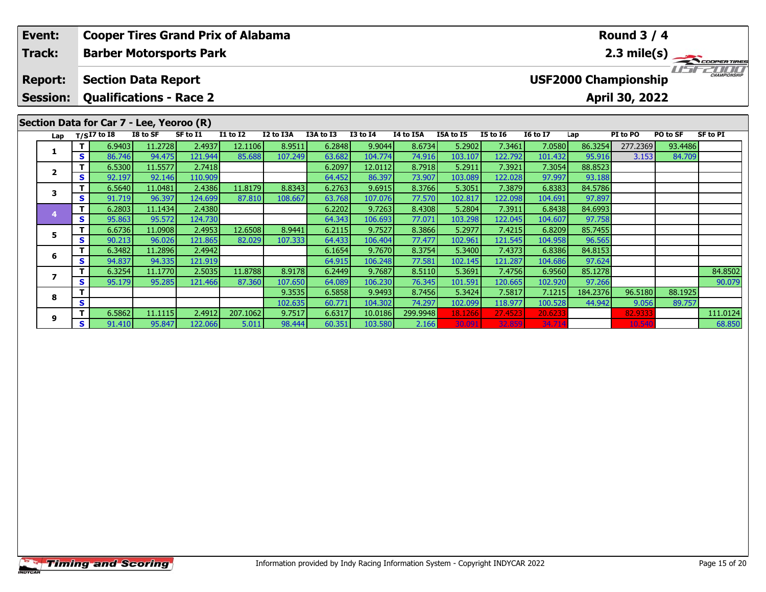| Event: | Cooper Tires Grand Prix of Alabama | Round 3 / 4 |
|---|---|---|
| Track: | Barber Motorsports Park | 2.3 mile(s) |
| Report: | Section Data Report | USF2000 Championship |
| Session: | Qualifications - Race 2 | April 30, 2022 |

## Section Data for Car 7 - Lee, Yeoroo (R)

| Lap | T/S | I7 to I8 | I8 to SF | SF to I1 | I1 to I2 | I2 to I3A | I3A to I3 | I3 to I4 | I4 to I5A | I5A to I5 | I5 to I6 | I6 to I7 | Lap | PI to PO | PO to SF | SF to PI |
|---|---|---|---|---|---|---|---|---|---|---|---|---|---|---|---|---|
| 1 | T | 6.9403 | 11.2728 | 2.4937 | 12.1106 | 8.9511 | 6.2848 | 9.9044 | 8.6734 | 5.2902 | 7.3461 | 7.0580 | 86.3254 | 277.2369 | 93.4486 | |
| | S | 86.746 | 94.475 | 121.944 | 85.688 | 107.249 | 63.682 | 104.774 | 74.916 | 103.107 | 122.792 | 101.432 | 95.916 | 3.153 | 84.709 | |
| 2 | T | 6.5300 | 11.5577 | 2.7418 | | | 6.2097 | 12.0112 | 8.7918 | 5.2911 | 7.3921 | 7.3054 | 88.8523 | | | |
| | S | 92.197 | 92.146 | 110.909 | | | 64.452 | 86.397 | 73.907 | 103.089 | 122.028 | 97.997 | 93.188 | | | |
| 3 | T | 6.5640 | 11.0481 | 2.4386 | 11.8179 | 8.8343 | 6.2763 | 9.6915 | 8.3766 | 5.3051 | 7.3879 | 6.8383 | 84.5786 | | | |
| | S | 91.719 | 96.397 | 124.699 | 87.810 | 108.667 | 63.768 | 107.076 | 77.570 | 102.817 | 122.098 | 104.691 | 97.897 | | | |
| 4 | T | 6.2803 | 11.1434 | 2.4380 | | | 6.2202 | 9.7263 | 8.4308 | 5.2804 | 7.3911 | 6.8438 | 84.6993 | | | |
| | S | 95.863 | 95.572 | 124.730 | | | 64.343 | 106.693 | 77.071 | 103.298 | 122.045 | 104.607 | 97.758 | | | |
| 5 | T | 6.6736 | 11.0908 | 2.4953 | 12.6508 | 8.9441 | 6.2115 | 9.7527 | 8.3866 | 5.2977 | 7.4215 | 6.8209 | 85.7455 | | | |
| | S | 90.213 | 96.026 | 121.865 | 82.029 | 107.333 | 64.433 | 106.404 | 77.477 | 102.961 | 121.545 | 104.958 | 96.565 | | | |
| 6 | T | 6.3482 | 11.2896 | 2.4942 | | | 6.1654 | 9.7670 | 8.3754 | 5.3400 | 7.4373 | 6.8386 | 84.8153 | | | |
| | S | 94.837 | 94.335 | 121.919 | | | 64.915 | 106.248 | 77.581 | 102.145 | 121.287 | 104.686 | 97.624 | | | |
| 7 | T | 6.3254 | 11.1770 | 2.5035 | 11.8788 | 8.9178 | 6.2449 | 9.7687 | 8.5110 | 5.3691 | 7.4756 | 6.9560 | 85.1278 | | | 84.8502 |
| | S | 95.179 | 95.285 | 121.466 | 87.360 | 107.650 | 64.089 | 106.230 | 76.345 | 101.591 | 120.665 | 102.920 | 97.266 | | | 90.079 |
| 8 | T | | | | | 9.3535 | 6.5858 | 9.9493 | 8.7456 | 5.3424 | 7.5817 | 7.1215 | 184.2376 | 96.5180 | 88.1925 | |
| | S | | | | | 102.635 | 60.771 | 104.302 | 74.297 | 102.099 | 118.977 | 100.528 | 44.942 | 9.056 | 89.757 | |
| 9 | T | 6.5862 | 11.1115 | 2.4912 | 207.1062 | 9.7517 | 6.6317 | 10.0186 | 299.9948 | 18.1266 | 27.4523 | 20.6233 | | 82.9333 | | 111.0124 |
| | S | 91.410 | 95.847 | 122.066 | 5.011 | 98.444 | 60.351 | 103.580 | 2.166 | 30.091 | 32.859 | 34.714 | | 10.540 | | 68.850 |

Information provided by Indy Racing Information System - Copyright INDYCAR 2022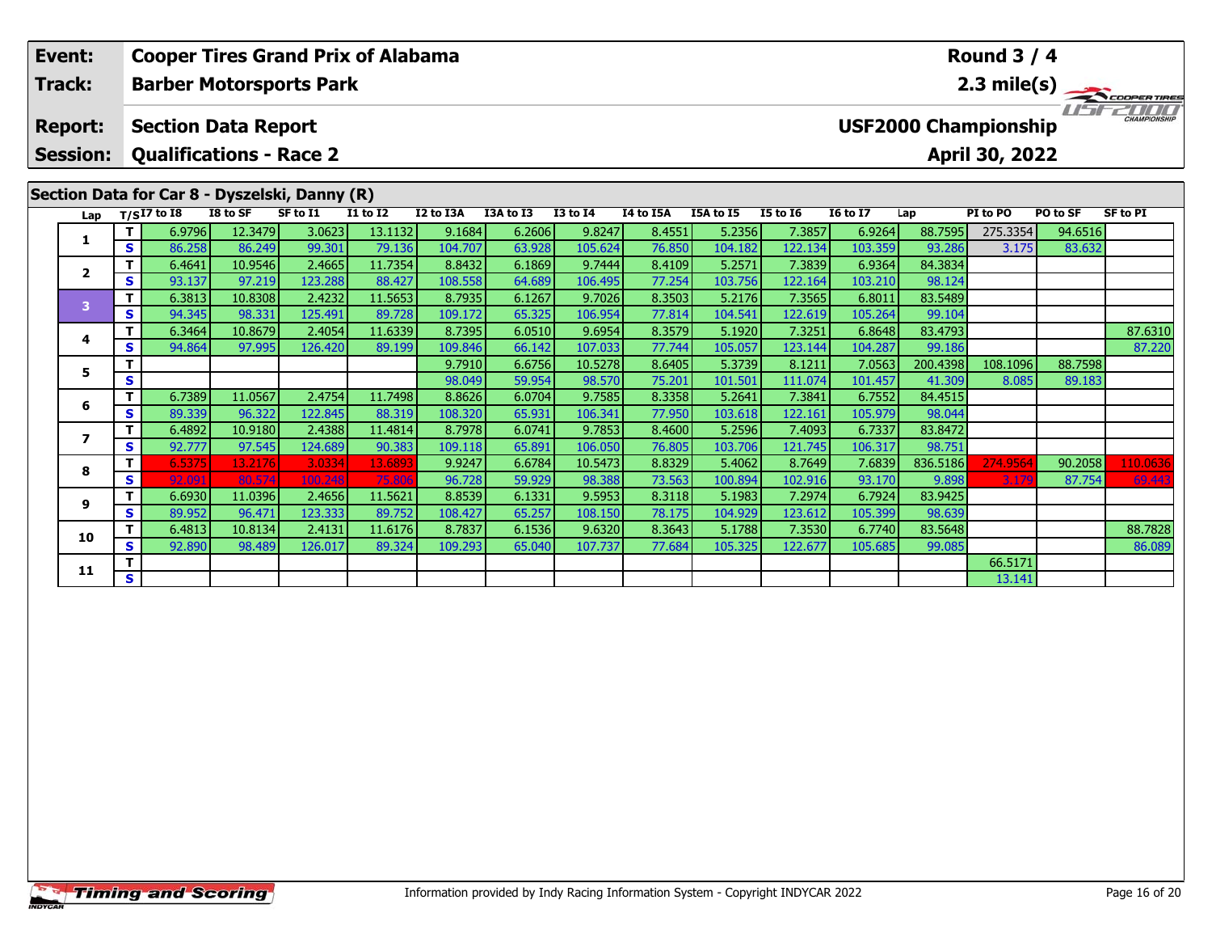| Event: | Cooper Tires Grand Prix of Alabama | Round 3 / 4 |
|---|---|---|
| Track: | Barber Motorsports Park | 2.3 mile(s) |
| Report: | Section Data Report | USF2000 Championship |
| Session: | Qualifications - Race 2 | April 30, 2022 |

## Section Data for Car 8 - Dyszelski, Danny (R)

| Lap | T/S | I7 to I8 | I8 to SF | SF to I1 | I1 to I2 | I2 to I3A | I3A to I3 | I3 to I4 | I4 to I5A | I5A to I5 | I5 to I6 | I6 to I7 | Lap | PI to PO | PO to SF | SF to PI |
|---|---|---|---|---|---|---|---|---|---|---|---|---|---|---|---|---|
| 1 | T | 6.9796 | 12.3479 | 3.0623 | 13.1132 | 9.1684 | 6.2606 | 9.8247 | 8.4551 | 5.2356 | 7.3857 | 6.9264 | 88.7595 | 275.3354 | 94.6516 | |
| | S | 86.258 | 86.249 | 99.301 | 79.136 | 104.707 | 63.928 | 105.624 | 76.850 | 104.182 | 122.134 | 103.359 | 93.286 | 3.175 | 83.632 | |
| 2 | T | 6.4641 | 10.9546 | 2.4665 | 11.7354 | 8.8432 | 6.1869 | 9.7444 | 8.4109 | 5.2571 | 7.3839 | 6.9364 | 84.3834 | | | |
| | S | 93.137 | 97.219 | 123.288 | 88.427 | 108.558 | 64.689 | 106.495 | 77.254 | 103.756 | 122.164 | 103.210 | 98.124 | | | |
| 3 | T | 6.3813 | 10.8308 | 2.4232 | 11.5653 | 8.7935 | 6.1267 | 9.7026 | 8.3503 | 5.2176 | 7.3565 | 6.8011 | 83.5489 | | | |
| | S | 94.345 | 98.331 | 125.491 | 89.728 | 109.172 | 65.325 | 106.954 | 77.814 | 104.541 | 122.619 | 105.264 | 99.104 | | | |
| 4 | T | 6.3464 | 10.8679 | 2.4054 | 11.6339 | 8.7395 | 6.0510 | 9.6954 | 8.3579 | 5.1920 | 7.3251 | 6.8648 | 83.4793 | | | 87.6310 |
| | S | 94.864 | 97.995 | 126.420 | 89.199 | 109.846 | 66.142 | 107.033 | 77.744 | 105.057 | 123.144 | 104.287 | 99.186 | | | 87.220 |
| 5 | T | | | | | 9.7910 | 6.6756 | 10.5278 | 8.6405 | 5.3739 | 8.1211 | 7.0563 | 200.4398 | 108.1096 | 88.7598 | |
| | S | | | | | 98.049 | 59.954 | 98.570 | 75.201 | 101.501 | 111.074 | 101.457 | 41.309 | 8.085 | 89.183 | |
| 6 | T | 6.7389 | 11.0567 | 2.4754 | 11.7498 | 8.8626 | 6.0704 | 9.7585 | 8.3358 | 5.2641 | 7.3841 | 6.7552 | 84.4515 | | | |
| | S | 89.339 | 96.322 | 122.845 | 88.319 | 108.320 | 65.931 | 106.341 | 77.950 | 103.618 | 122.161 | 105.979 | 98.044 | | | |
| 7 | T | 6.4892 | 10.9180 | 2.4388 | 11.4814 | 8.7978 | 6.0741 | 9.7853 | 8.4600 | 5.2596 | 7.4093 | 6.7337 | 83.8472 | | | |
| | S | 92.777 | 97.545 | 124.689 | 90.383 | 109.118 | 65.891 | 106.050 | 76.805 | 103.706 | 121.745 | 106.317 | 98.751 | | | |
| 8 | T | 6.5375 | 13.2176 | 3.0334 | 13.6893 | 9.9247 | 6.6784 | 10.5473 | 8.8329 | 5.4062 | 8.7649 | 7.6839 | 836.5186 | 274.9564 | 90.2058 | 110.0636 |
| | S | 92.091 | 80.574 | 100.248 | 75.806 | 96.728 | 59.929 | 98.388 | 73.563 | 100.894 | 102.916 | 93.170 | 9.898 | 3.179 | 87.754 | 69.443 |
| 9 | T | 6.6930 | 11.0396 | 2.4656 | 11.5621 | 8.8539 | 6.1331 | 9.5953 | 8.3118 | 5.1983 | 7.2974 | 6.7924 | 83.9425 | | | |
| | S | 89.952 | 96.471 | 123.333 | 89.752 | 108.427 | 65.257 | 108.150 | 78.175 | 104.929 | 123.612 | 105.399 | 98.639 | | | |
| 10 | T | 6.4813 | 10.8134 | 2.4131 | 11.6176 | 8.7837 | 6.1536 | 9.6320 | 8.3643 | 5.1788 | 7.3530 | 6.7740 | 83.5648 | | | 88.7828 |
| | S | 92.890 | 98.489 | 126.017 | 89.324 | 109.293 | 65.040 | 107.737 | 77.684 | 105.325 | 122.677 | 105.685 | 99.085 | | | 86.089 |
| 11 | T | | | | | | | | | | | | | 66.5171 | | |
| | S | | | | | | | | | | | | | 13.141 | | |

Information provided by Indy Racing Information System - Copyright INDYCAR 2022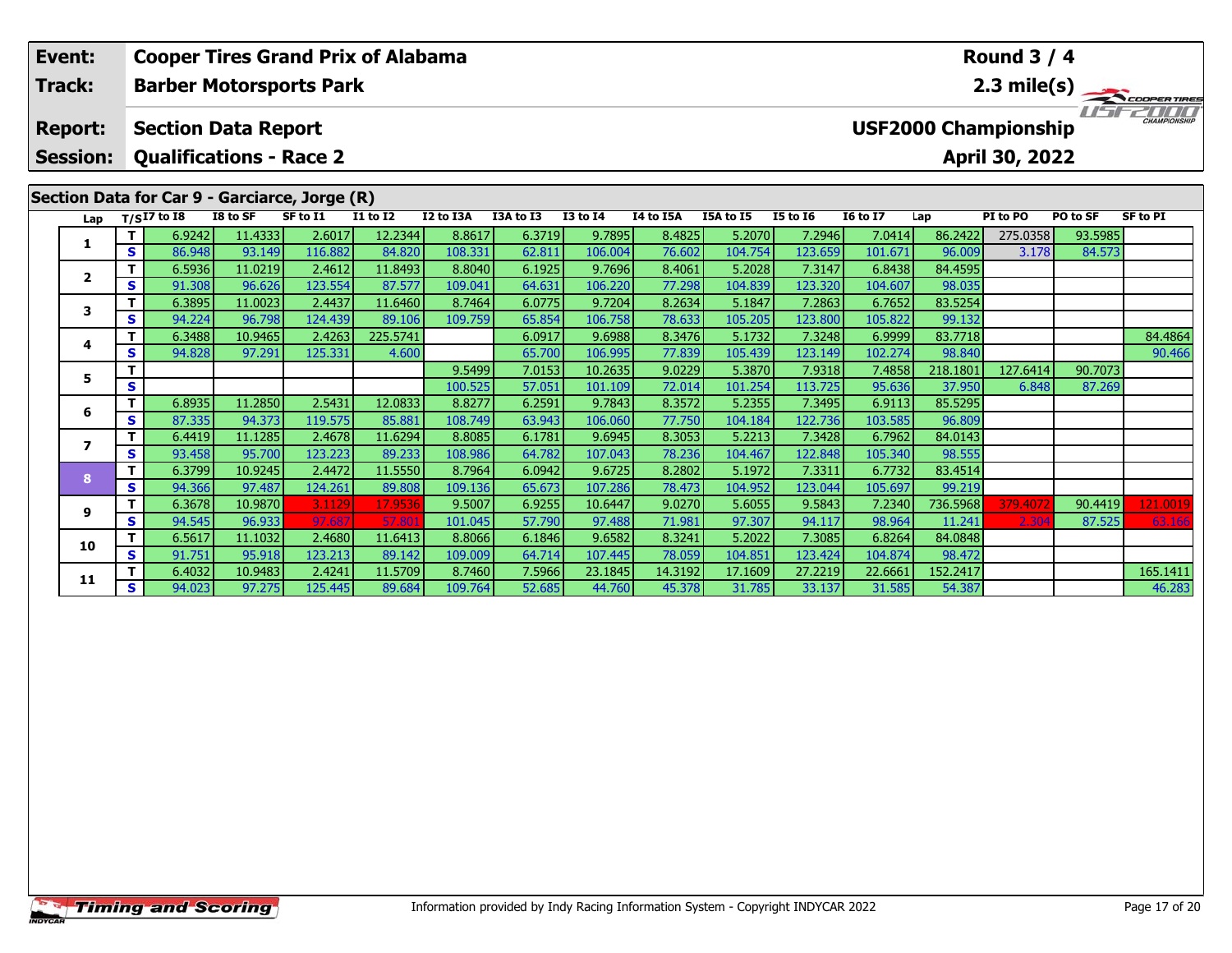| **Event:** | **Cooper Tires Grand Prix of Alabama** | **Round 3 / 4** |
|---|---|---|
| **Track:** | **Barber Motorsports Park** | **2.3 mile(s)** |
| **Report:** | **Section Data Report** | **USF2000 Championship** |
| **Session:** | **Qualifications - Race 2** | **April 30, 2022** |

## Section Data for Car 9 - Garciarce, Jorge (R)

| Lap | T/S | I7 to I8 | I8 to SF | SF to I1 | I1 to I2 | I2 to I3A | I3A to I3 | I3 to I4 | I4 to I5A | I5A to I5 | I5 to I6 | I6 to I7 | Lap | PI to PO | PO to SF | SF to PI |
|---|---|---|---|---|---|---|---|---|---|---|---|---|---|---|---|---|
| 1 | T | 6.9242 | 11.4333 | 2.6017 | 12.2344 | 8.8617 | 6.3719 | 9.7895 | 8.4825 | 5.2070 | 7.2946 | 7.0414 | 86.2422 | 275.0358 | 93.5985 | |
| | S | 86.948 | 93.149 | 116.882 | 84.820 | 108.331 | 62.811 | 106.004 | 76.602 | 104.754 | 123.659 | 101.671 | 96.009 | 3.178 | 84.573 | |
| 2 | T | 6.5936 | 11.0219 | 2.4612 | 11.8493 | 8.8040 | 6.1925 | 9.7696 | 8.4061 | 5.2028 | 7.3147 | 6.8438 | 84.4595 | | | |
| | S | 91.308 | 96.626 | 123.554 | 87.577 | 109.041 | 64.631 | 106.220 | 77.298 | 104.839 | 123.320 | 104.607 | 98.035 | | | |
| 3 | T | 6.3895 | 11.0023 | 2.4437 | 11.6460 | 8.7464 | 6.0775 | 9.7204 | 8.2634 | 5.1847 | 7.2863 | 6.7652 | 83.5254 | | | |
| | S | 94.224 | 96.798 | 124.439 | 89.106 | 109.759 | 65.854 | 106.758 | 78.633 | 105.205 | 123.800 | 105.822 | 99.132 | | | |
| 4 | T | 6.3488 | 10.9465 | 2.4263 | 225.5741 | | 6.0917 | 9.6988 | 8.3476 | 5.1732 | 7.3248 | 6.9999 | 83.7718 | | | 84.4864 |
| | S | 94.828 | 97.291 | 125.331 | 4.600 | | 65.700 | 106.995 | 77.839 | 105.439 | 123.149 | 102.274 | 98.840 | | | 90.466 |
| 5 | T | | | | | 9.5499 | 7.0153 | 10.2635 | 9.0229 | 5.3870 | 7.9318 | 7.4858 | 218.1801 | 127.6414 | 90.7073 | |
| | S | | | | | 100.525 | 57.051 | 101.109 | 72.014 | 101.254 | 113.725 | 95.636 | 37.950 | 6.848 | 87.269 | |
| 6 | T | 6.8935 | 11.2850 | 2.5431 | 12.0833 | 8.8277 | 6.2591 | 9.7843 | 8.3572 | 5.2355 | 7.3495 | 6.9113 | 85.5295 | | | |
| | S | 87.335 | 94.373 | 119.575 | 85.881 | 108.749 | 63.943 | 106.060 | 77.750 | 104.184 | 122.736 | 103.585 | 96.809 | | | |
| 7 | T | 6.4419 | 11.1285 | 2.4678 | 11.6294 | 8.8085 | 6.1781 | 9.6945 | 8.3053 | 5.2213 | 7.3428 | 6.7962 | 84.0143 | | | |
| | S | 93.458 | 95.700 | 123.223 | 89.233 | 108.986 | 64.782 | 107.043 | 78.236 | 104.467 | 122.848 | 105.340 | 98.555 | | | |
| 8 | T | 6.3799 | 10.9245 | 2.4472 | 11.5550 | 8.7964 | 6.0942 | 9.6725 | 8.2802 | 5.1972 | 7.3311 | 6.7732 | 83.4514 | | | |
| | S | 94.366 | 97.487 | 124.261 | 89.808 | 109.136 | 65.673 | 107.286 | 78.473 | 104.952 | 123.044 | 105.697 | 99.219 | | | |
| 9 | T | 6.3678 | 10.9870 | 3.1129 | 17.9536 | 9.5007 | 6.9255 | 10.6447 | 9.0270 | 5.6055 | 9.5843 | 7.2340 | 736.5968 | 379.4072 | 90.4419 | 121.0019 |
| | S | 94.545 | 96.933 | 97.687 | 57.801 | 101.045 | 57.790 | 97.488 | 71.981 | 97.307 | 94.117 | 98.964 | 11.241 | 2.304 | 87.525 | 63.166 |
| 10 | T | 6.5617 | 11.1032 | 2.4680 | 11.6413 | 8.8066 | 6.1846 | 9.6582 | 8.3241 | 5.2022 | 7.3085 | 6.8264 | 84.0848 | | | |
| | S | 91.751 | 95.918 | 123.213 | 89.142 | 109.009 | 64.714 | 107.445 | 78.059 | 104.851 | 123.424 | 104.874 | 98.472 | | | |
| 11 | T | 6.4032 | 10.9483 | 2.4241 | 11.5709 | 8.7460 | 7.5966 | 23.1845 | 14.3192 | 17.1609 | 27.2219 | 22.6661 | 152.2417 | | | 165.1411 |
| | S | 94.023 | 97.275 | 125.445 | 89.684 | 109.764 | 52.685 | 44.760 | 45.378 | 31.785 | 33.137 | 31.585 | 54.387 | | | 46.283 |

Information provided by Indy Racing Information System - Copyright INDYCAR 2022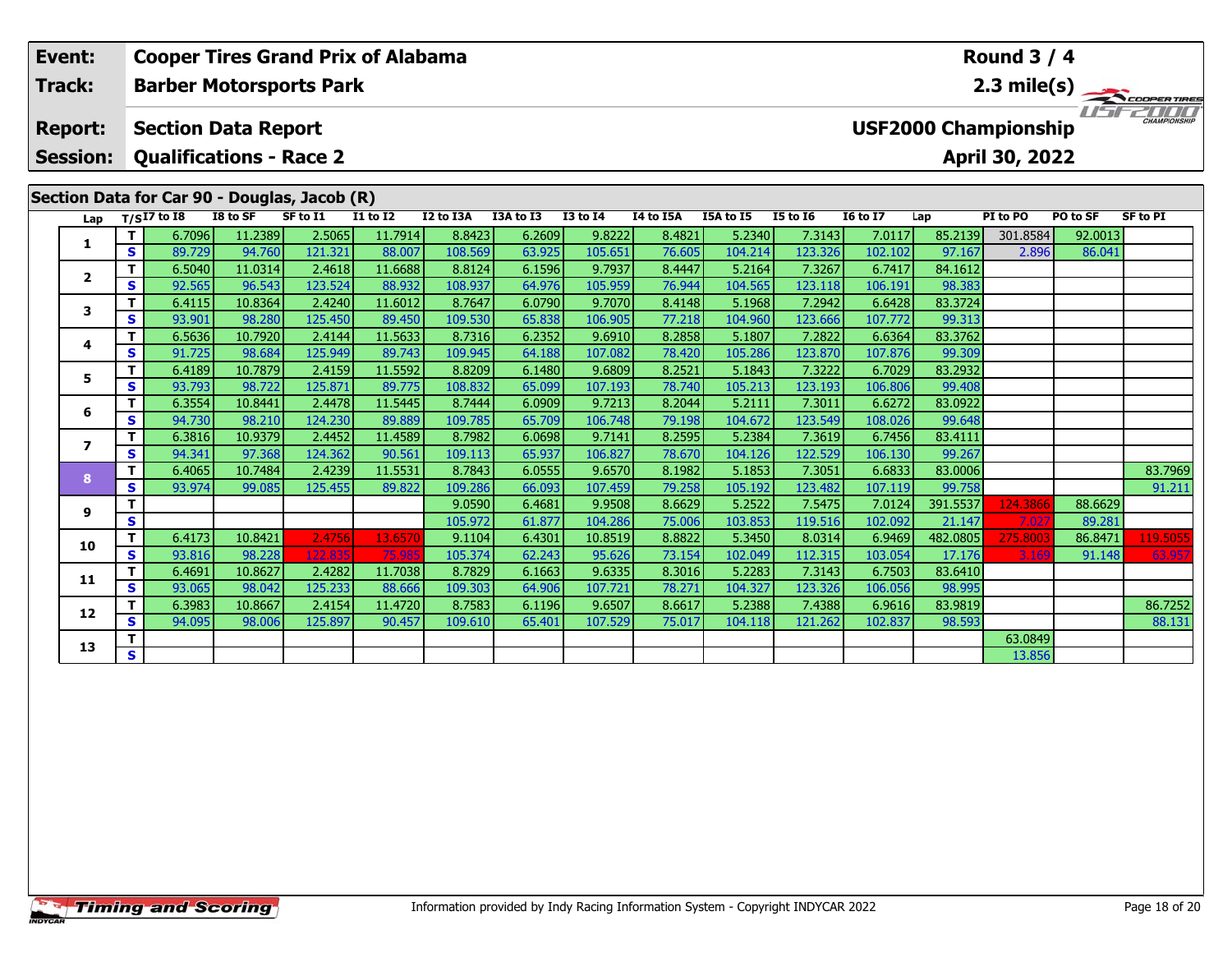| Event: | Cooper Tires Grand Prix of Alabama | Round 3 / 4 |
|---|---|---|
| Track: | Barber Motorsports Park | 2.3 mile(s) |
| Report: | Section Data Report | USF2000 Championship |
| Session: | Qualifications - Race 2 | April 30, 2022 |

## Section Data for Car 90 - Douglas, Jacob (R)

| Lap | T/S | I7 to I8 | I8 to SF | SF to I1 | I1 to I2 | I2 to I3A | I3A to I3 | I3 to I4 | I4 to I5A | I5A to I5 | I5 to I6 | I6 to I7 | Lap | PI to PO | PO to SF | SF to PI |
|---|---|---|---|---|---|---|---|---|---|---|---|---|---|---|---|---|
| 1 | T | 6.7096 | 11.2389 | 2.5065 | 11.7914 | 8.8423 | 6.2609 | 9.8222 | 8.4821 | 5.2340 | 7.3143 | 7.0117 | 85.2139 | 301.8584 | 92.0013 | |
| | S | 89.729 | 94.760 | 121.321 | 88.007 | 108.569 | 63.925 | 105.651 | 76.605 | 104.214 | 123.326 | 102.102 | 97.167 | 2.896 | 86.041 | |
| 2 | T | 6.5040 | 11.0314 | 2.4618 | 11.6688 | 8.8124 | 6.1596 | 9.7937 | 8.4447 | 5.2164 | 7.3267 | 6.7417 | 84.1612 | | | |
| | S | 92.565 | 96.543 | 123.524 | 88.932 | 108.937 | 64.976 | 105.959 | 76.944 | 104.565 | 123.118 | 106.191 | 98.383 | | | |
| 3 | T | 6.4115 | 10.8364 | 2.4240 | 11.6012 | 8.7647 | 6.0790 | 9.7070 | 8.4148 | 5.1968 | 7.2942 | 6.6428 | 83.3724 | | | |
| | S | 93.901 | 98.280 | 125.450 | 89.450 | 109.530 | 65.838 | 106.905 | 77.218 | 104.960 | 123.666 | 107.772 | 99.313 | | | |
| 4 | T | 6.5636 | 10.7920 | 2.4144 | 11.5633 | 8.7316 | 6.2352 | 9.6910 | 8.2858 | 5.1807 | 7.2822 | 6.6364 | 83.3762 | | | |
| | S | 91.725 | 98.684 | 125.949 | 89.743 | 109.945 | 64.188 | 107.082 | 78.420 | 105.286 | 123.870 | 107.876 | 99.309 | | | |
| 5 | T | 6.4189 | 10.7879 | 2.4159 | 11.5592 | 8.8209 | 6.1480 | 9.6809 | 8.2521 | 5.1843 | 7.3222 | 6.7029 | 83.2932 | | | |
| | S | 93.793 | 98.722 | 125.871 | 89.775 | 108.832 | 65.099 | 107.193 | 78.740 | 105.213 | 123.193 | 106.806 | 99.408 | | | |
| 6 | T | 6.3554 | 10.8441 | 2.4478 | 11.5445 | 8.7444 | 6.0909 | 9.7213 | 8.2044 | 5.2111 | 7.3011 | 6.6272 | 83.0922 | | | |
| | S | 94.730 | 98.210 | 124.230 | 89.889 | 109.785 | 65.709 | 106.748 | 79.198 | 104.672 | 123.549 | 108.026 | 99.648 | | | |
| 7 | T | 6.3816 | 10.9379 | 2.4452 | 11.4589 | 8.7982 | 6.0698 | 9.7141 | 8.2595 | 5.2384 | 7.3619 | 6.7456 | 83.4111 | | | |
| | S | 94.341 | 97.368 | 124.362 | 90.561 | 109.113 | 65.937 | 106.827 | 78.670 | 104.126 | 122.529 | 106.130 | 99.267 | | | |
| 8 | T | 6.4065 | 10.7484 | 2.4239 | 11.5531 | 8.7843 | 6.0555 | 9.6570 | 8.1982 | 5.1853 | 7.3051 | 6.6833 | 83.0006 | | | 83.7969 |
| | S | 93.974 | 99.085 | 125.455 | 89.822 | 109.286 | 66.093 | 107.459 | 79.258 | 105.192 | 123.482 | 107.119 | 99.758 | | | 91.211 |
| 9 | T | | | | | 9.0590 | 6.4681 | 9.9508 | 8.6629 | 5.2522 | 7.5475 | 7.0124 | 391.5537 | 124.3866 | 88.6629 | |
| | S | | | | | 105.972 | 61.877 | 104.286 | 75.006 | 103.853 | 119.516 | 102.092 | 21.147 | 7.027 | 89.281 | |
| 10 | T | 6.4173 | 10.8421 | 2.4756 | 13.6570 | 9.1104 | 6.4301 | 10.8519 | 8.8822 | 5.3450 | 8.0314 | 6.9469 | 482.0805 | 275.8003 | 86.8471 | 119.5055 |
| | S | 93.816 | 98.228 | 122.835 | 75.985 | 105.374 | 62.243 | 95.626 | 73.154 | 102.049 | 112.315 | 103.054 | 17.176 | 3.169 | 91.148 | 63.957 |
| 11 | T | 6.4691 | 10.8627 | 2.4282 | 11.7038 | 8.7829 | 6.1663 | 9.6335 | 8.3016 | 5.2283 | 7.3143 | 6.7503 | 83.6410 | | | |
| | S | 93.065 | 98.042 | 125.233 | 88.666 | 109.303 | 64.906 | 107.721 | 78.271 | 104.327 | 123.326 | 106.056 | 98.995 | | | |
| 12 | T | 6.3983 | 10.8667 | 2.4154 | 11.4720 | 8.7583 | 6.1196 | 9.6507 | 8.6617 | 5.2388 | 7.4388 | 6.9616 | 83.9819 | | | 86.7252 |
| | S | 94.095 | 98.006 | 125.897 | 90.457 | 109.610 | 65.401 | 107.529 | 75.017 | 104.118 | 121.262 | 102.837 | 98.593 | | | 88.131 |
| 13 | T | | | | | | | | | | | | | 63.0849 | | |
| | S | | | | | | | | | | | | | 13.856 | | |

Information provided by Indy Racing Information System - Copyright INDYCAR 2022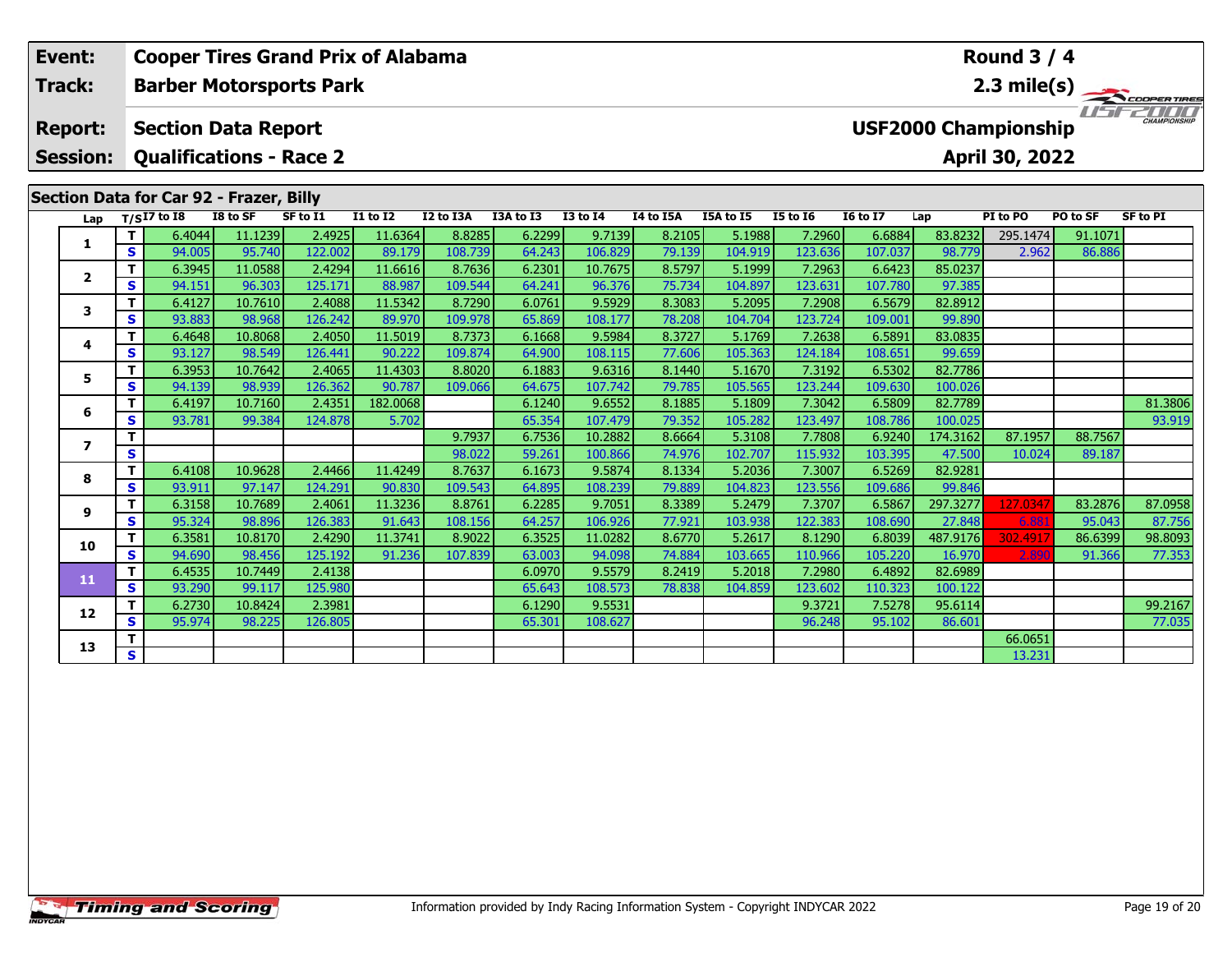| Event: | Cooper Tires Grand Prix of Alabama | Round 3 / 4 |
|---|---|---|
| Track: | Barber Motorsports Park | 2.3 mile(s) |
| Report: | Section Data Report | USF2000 Championship |
| Session: | Qualifications - Race 2 | April 30, 2022 |

## Section Data for Car 92 - Frazer, Billy

| Lap | T/S | I7 to I8 | I8 to SF | SF to I1 | I1 to I2 | I2 to I3A | I3A to I3 | I3 to I4 | I4 to I5A | I5A to I5 | I5 to I6 | I6 to I7 | Lap | PI to PO | PO to SF | SF to PI |
|---|---|---|---|---|---|---|---|---|---|---|---|---|---|---|---|---|
| 1 | T | 6.4044 | 11.1239 | 2.4925 | 11.6364 | 8.8285 | 6.2299 | 9.7139 | 8.2105 | 5.1988 | 7.2960 | 6.6884 | 83.8232 | 295.1474 | 91.1071 | |
| | S | 94.005 | 95.740 | 122.002 | 89.179 | 108.739 | 64.243 | 106.829 | 79.139 | 104.919 | 123.636 | 107.037 | 98.779 | 2.962 | 86.886 | |
| 2 | T | 6.3945 | 11.0588 | 2.4294 | 11.6616 | 8.7636 | 6.2301 | 10.7675 | 8.5797 | 5.1999 | 7.2963 | 6.6423 | 85.0237 | | | |
| | S | 94.151 | 96.303 | 125.171 | 88.987 | 109.544 | 64.241 | 96.376 | 75.734 | 104.897 | 123.631 | 107.780 | 97.385 | | | |
| 3 | T | 6.4127 | 10.7610 | 2.4088 | 11.5342 | 8.7290 | 6.0761 | 9.5929 | 8.3083 | 5.2095 | 7.2908 | 6.5679 | 82.8912 | | | |
| | S | 93.883 | 98.968 | 126.242 | 89.970 | 109.978 | 65.869 | 108.177 | 78.208 | 104.704 | 123.724 | 109.001 | 99.890 | | | |
| 4 | T | 6.4648 | 10.8068 | 2.4050 | 11.5019 | 8.7373 | 6.1668 | 9.5984 | 8.3727 | 5.1769 | 7.2638 | 6.5891 | 83.0835 | | | |
| | S | 93.127 | 98.549 | 126.441 | 90.222 | 109.874 | 64.900 | 108.115 | 77.606 | 105.363 | 124.184 | 108.651 | 99.659 | | | |
| 5 | T | 6.3953 | 10.7642 | 2.4065 | 11.4303 | 8.8020 | 6.1883 | 9.6316 | 8.1440 | 5.1670 | 7.3192 | 6.5302 | 82.7786 | | | |
| | S | 94.139 | 98.939 | 126.362 | 90.787 | 109.066 | 64.675 | 107.742 | 79.785 | 105.565 | 123.244 | 109.630 | 100.026 | | | |
| 6 | T | 6.4197 | 10.7160 | 2.4351 | 182.0068 | | 6.1240 | 9.6552 | 8.1885 | 5.1809 | 7.3042 | 6.5809 | 82.7789 | | | 81.3806 |
| | S | 93.781 | 99.384 | 124.878 | 5.702 | | 65.354 | 107.479 | 79.352 | 105.282 | 123.497 | 108.786 | 100.025 | | | 93.919 |
| 7 | T | | | | | 9.7937 | 6.7536 | 10.2882 | 8.6664 | 5.3108 | 7.7808 | 6.9240 | 174.3162 | 87.1957 | 88.7567 | |
| | S | | | | | 98.022 | 59.261 | 100.866 | 74.976 | 102.707 | 115.932 | 103.395 | 47.500 | 10.024 | 89.187 | |
| 8 | T | 6.4108 | 10.9628 | 2.4466 | 11.4249 | 8.7637 | 6.1673 | 9.5874 | 8.1334 | 5.2036 | 7.3007 | 6.5269 | 82.9281 | | | |
| | S | 93.911 | 97.147 | 124.291 | 90.830 | 109.543 | 64.895 | 108.239 | 79.889 | 104.823 | 123.556 | 109.686 | 99.846 | | | |
| 9 | T | 6.3158 | 10.7689 | 2.4061 | 11.3236 | 8.8761 | 6.2285 | 9.7051 | 8.3389 | 5.2479 | 7.3707 | 6.5867 | 297.3277 | 127.0347 | 83.2876 | 87.0958 |
| | S | 95.324 | 98.896 | 126.383 | 91.643 | 108.156 | 64.257 | 106.926 | 77.921 | 103.938 | 122.383 | 108.690 | 27.848 | 6.881 | 95.043 | 87.756 |
| 10 | T | 6.3581 | 10.8170 | 2.4290 | 11.3741 | 8.9022 | 6.3525 | 11.0282 | 8.6770 | 5.2617 | 8.1290 | 6.8039 | 487.9176 | 302.4917 | 86.6399 | 98.8093 |
| | S | 94.690 | 98.456 | 125.192 | 91.236 | 107.839 | 63.003 | 94.098 | 74.884 | 103.665 | 110.966 | 105.220 | 16.970 | 2.890 | 91.366 | 77.353 |
| 11 | T | 6.4535 | 10.7449 | 2.4138 | | | 6.0970 | 9.5579 | 8.2419 | 5.2018 | 7.2980 | 6.4892 | 82.6989 | | | |
| | S | 93.290 | 99.117 | 125.980 | | | 65.643 | 108.573 | 78.838 | 104.859 | 123.602 | 110.323 | 100.122 | | | |
| 12 | T | 6.2730 | 10.8424 | 2.3981 | | | 6.1290 | 9.5531 | | | 9.3721 | 7.5278 | 95.6114 | | | 99.2167 |
| | S | 95.974 | 98.225 | 126.805 | | | 65.301 | 108.627 | | | 96.248 | 95.102 | 86.601 | | | 77.035 |
| 13 | T | | | | | | | | | | | | | 66.0651 | | |
| | S | | | | | | | | | | | | | 13.231 | | |

Information provided by Indy Racing Information System - Copyright INDYCAR 2022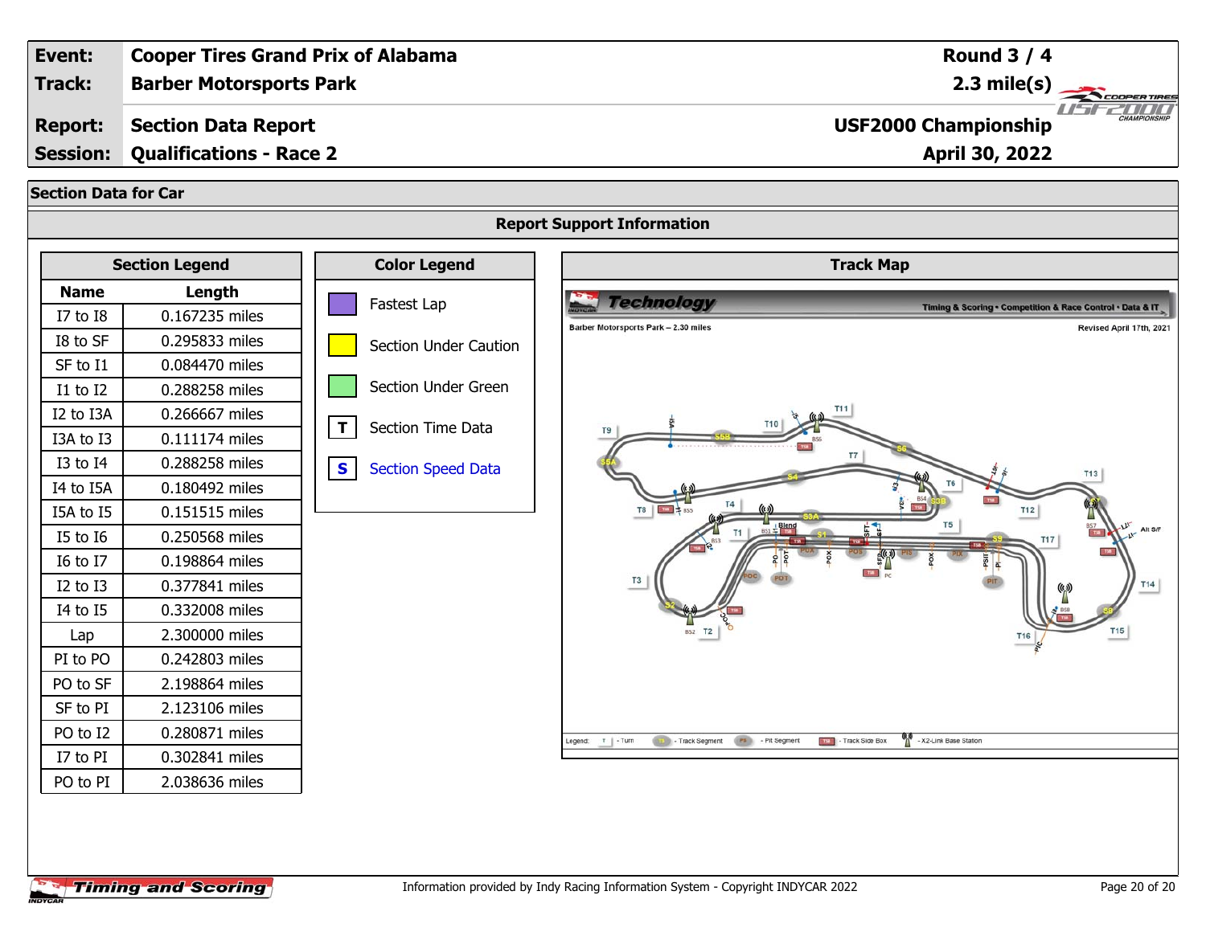| | | | |
|---|---|---|---|
| **Event:** | **Cooper Tires Grand Prix of Alabama** | **Round 3 / 4** | |
| **Track:** | **Barber Motorsports Park** | **2.3 mile(s)** | |
| **Report:** | **Section Data Report** | **USF2000 Championship** | |
| **Session:** | **Qualifications - Race 2** | **April 30, 2022** | |

## Section Data for Car

### Report Support Information

**Section Legend**

| Name | Length |
|---|---|
| I7 to I8 | 0.167235 miles |
| I8 to SF | 0.295833 miles |
| SF to I1 | 0.084470 miles |
| I1 to I2 | 0.288258 miles |
| I2 to I3A | 0.266667 miles |
| I3A to I3 | 0.111174 miles |
| I3 to I4 | 0.288258 miles |
| I4 to I5A | 0.180492 miles |
| I5A to I5 | 0.151515 miles |
| I5 to I6 | 0.250568 miles |
| I6 to I7 | 0.198864 miles |
| I2 to I3 | 0.377841 miles |
| I4 to I5 | 0.332008 miles |
| Lap | 2.300000 miles |
| PI to PO | 0.242803 miles |
| PO to SF | 2.198864 miles |
| SF to PI | 2.123106 miles |
| PO to I2 | 0.280871 miles |
| I7 to PI | 0.302841 miles |
| PO to PI | 2.038636 miles |

**Color Legend**

- Fastest Lap
- Section Under Caution
- Section Under Green
- T Section Time Data
- S Section Speed Data

**Track Map**

Technology

Timing & Scoring • Competition & Race Control • Data & IT

Barber Motorsports Park – 2.30 miles

Revised April 17th, 2021

Legend: T - Turn, - Track Segment, - Pit Segment, - Track Side Box, - X2-Link Base Station

Information provided by Indy Racing Information System - Copyright INDYCAR 2022